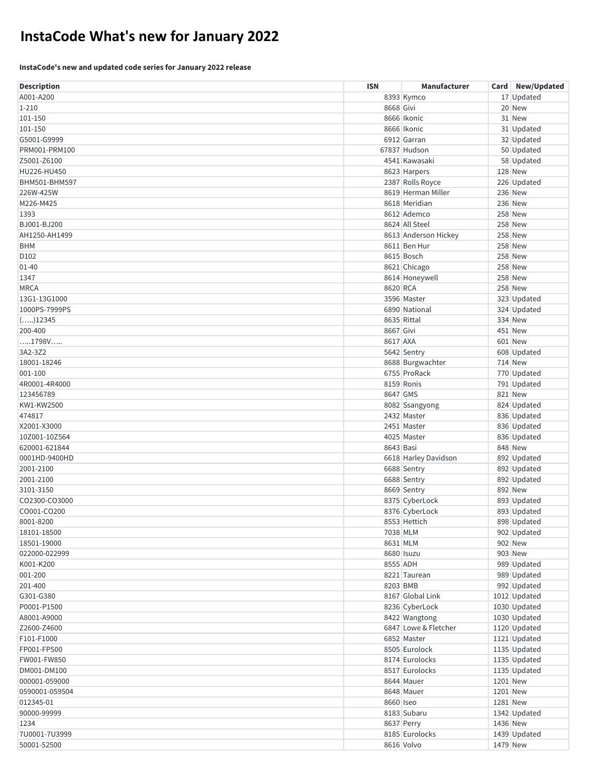# InstaCode What's new for January 2022

**InstaCode's new and updated code series for January 2022 release**

| Description | ISN | Manufacturer | Card | New/Updated |
|---|---|---|---|---|
| A001-A200 | 8393 | Kymco | 17 | Updated |
| 1-210 | 8668 | Givi | 20 | New |
| 101-150 | 8666 | Ikonic | 31 | New |
| 101-150 | 8666 | Ikonic | 31 | Updated |
| G5001-G9999 | 6912 | Garran | 32 | Updated |
| PRM001-PRM100 | 67837 | Hudson | 50 | Updated |
| Z5001-Z6100 | 4541 | Kawasaki | 58 | Updated |
| HU226-HU450 | 8623 | Harpers | 128 | New |
| BHM501-BHM597 | 2387 | Rolls Royce | 226 | Updated |
| 226W-425W | 8619 | Herman Miller | 236 | New |
| M226-M425 | 8618 | Meridian | 236 | New |
| 1393 | 8612 | Ademco | 258 | New |
| BJ001-BJ200 | 8624 | All Steel | 258 | New |
| AH1250-AH1499 | 8613 | Anderson Hickey | 258 | New |
| BHM | 8611 | Ben Hur | 258 | New |
| D102 | 8615 | Bosch | 258 | New |
| 01-40 | 8621 | Chicago | 258 | New |
| 1347 | 8614 | Honeywell | 258 | New |
| MRCA | 8620 | RCA | 258 | New |
| 13G1-13G1000 | 3596 | Master | 323 | Updated |
| 1000PS-7999PS | 6890 | National | 324 | Updated |
| (…..)12345 | 8635 | Rittal | 334 | New |
| 200-400 | 8667 | Givi | 451 | New |
| …..1798V….. | 8617 | AXA | 601 | New |
| 3A2-3Z2 | 5642 | Sentry | 608 | Updated |
| 18001-18246 | 8688 | Burgwachter | 714 | New |
| 001-100 | 6755 | ProRack | 770 | Updated |
| 4R0001-4R4000 | 8159 | Ronis | 791 | Updated |
| 123456789 | 8647 | GMS | 821 | New |
| KW1-KW2500 | 8082 | Ssangyong | 824 | Updated |
| 474817 | 2432 | Master | 836 | Updated |
| X2001-X3000 | 2451 | Master | 836 | Updated |
| 10Z001-10Z564 | 4025 | Master | 836 | Updated |
| 620001-621844 | 8643 | Basi | 848 | New |
| 0001HD-9400HD | 6618 | Harley Davidson | 892 | Updated |
| 2001-2100 | 6688 | Sentry | 892 | Updated |
| 2001-2100 | 6688 | Sentry | 892 | Updated |
| 3101-3150 | 8669 | Sentry | 892 | New |
| CO2300-CO3000 | 8375 | CyberLock | 893 | Updated |
| CO001-CO200 | 8376 | CyberLock | 893 | Updated |
| 8001-8200 | 8553 | Hettich | 898 | Updated |
| 18101-18500 | 7038 | MLM | 902 | Updated |
| 18501-19000 | 8631 | MLM | 902 | New |
| 022000-022999 | 8680 | Isuzu | 903 | New |
| K001-K200 | 8555 | ADH | 989 | Updated |
| 001-200 | 8221 | Taurean | 989 | Updated |
| 201-400 | 8203 | BMB | 992 | Updated |
| G301-G380 | 8167 | Global Link | 1012 | Updated |
| P0001-P1500 | 8236 | CyberLock | 1030 | Updated |
| A8001-A9000 | 8422 | Wangtong | 1030 | Updated |
| Z2600-Z4600 | 6847 | Lowe & Fletcher | 1120 | Updated |
| F101-F1000 | 6852 | Master | 1121 | Updated |
| FP001-FP500 | 8505 | Eurolock | 1135 | Updated |
| FW001-FW850 | 8174 | Eurolocks | 1135 | Updated |
| DM001-DM100 | 8517 | Eurolocks | 1135 | Updated |
| 000001-059000 | 8644 | Mauer | 1201 | New |
| 0590001-059504 | 8648 | Mauer | 1201 | New |
| 012345-01 | 8660 | Iseo | 1281 | New |
| 90000-99999 | 8183 | Subaru | 1342 | Updated |
| 1234 | 8637 | Perry | 1436 | New |
| 7U0001-7U3999 | 8185 | Eurolocks | 1439 | Updated |
| 50001-52500 | 8616 | Volvo | 1479 | New |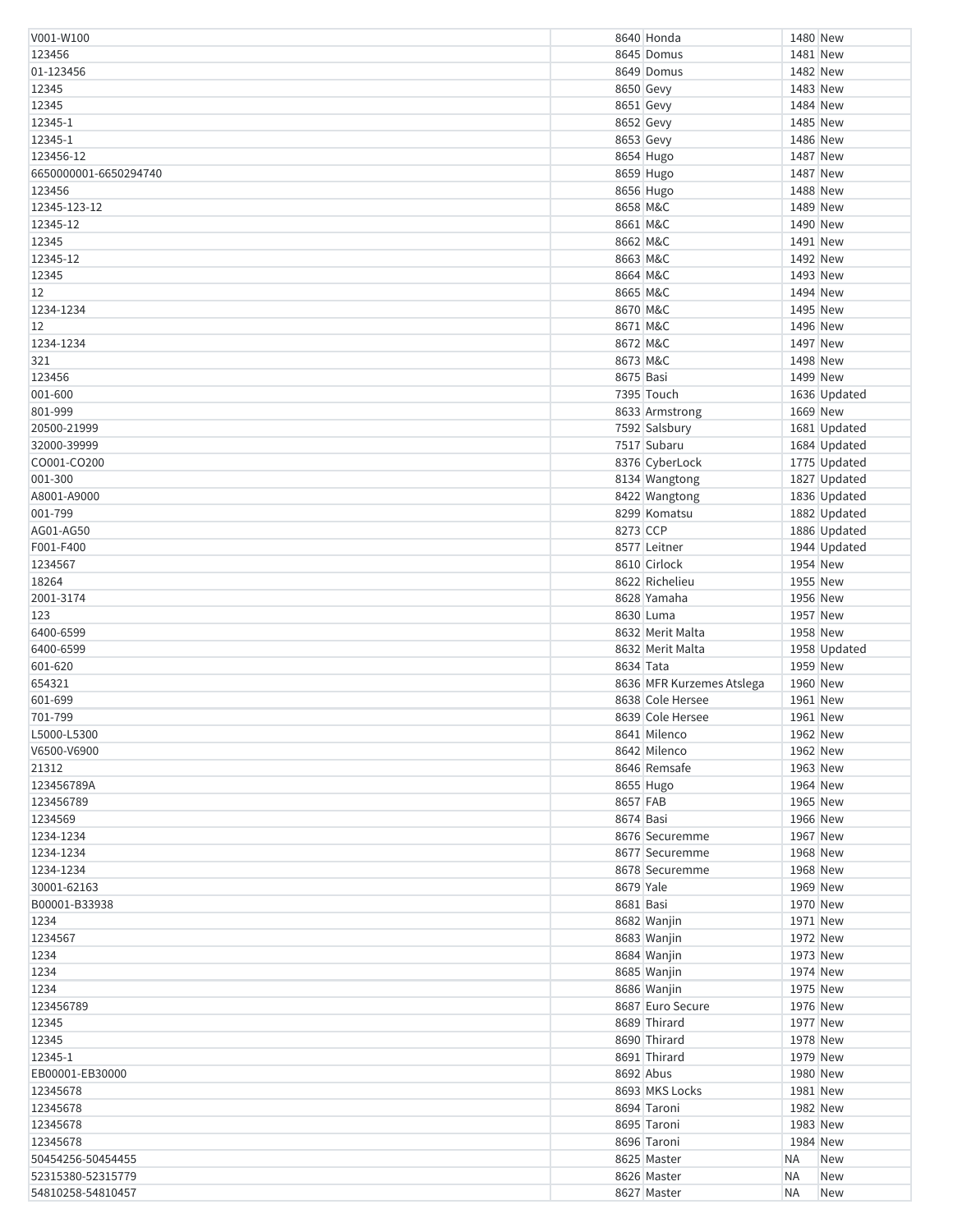| | | | | |
|---|---|---|---|---|
| V001-W100 | 8640 | Honda | 1480 | New |
| 123456 | 8645 | Domus | 1481 | New |
| 01-123456 | 8649 | Domus | 1482 | New |
| 12345 | 8650 | Gevy | 1483 | New |
| 12345 | 8651 | Gevy | 1484 | New |
| 12345-1 | 8652 | Gevy | 1485 | New |
| 12345-1 | 8653 | Gevy | 1486 | New |
| 123456-12 | 8654 | Hugo | 1487 | New |
| 6650000001-6650294740 | 8659 | Hugo | 1487 | New |
| 123456 | 8656 | Hugo | 1488 | New |
| 12345-123-12 | 8658 | M&C | 1489 | New |
| 12345-12 | 8661 | M&C | 1490 | New |
| 12345 | 8662 | M&C | 1491 | New |
| 12345-12 | 8663 | M&C | 1492 | New |
| 12345 | 8664 | M&C | 1493 | New |
| 12 | 8665 | M&C | 1494 | New |
| 1234-1234 | 8670 | M&C | 1495 | New |
| 12 | 8671 | M&C | 1496 | New |
| 1234-1234 | 8672 | M&C | 1497 | New |
| 321 | 8673 | M&C | 1498 | New |
| 123456 | 8675 | Basi | 1499 | New |
| 001-600 | 7395 | Touch | 1636 | Updated |
| 801-999 | 8633 | Armstrong | 1669 | New |
| 20500-21999 | 7592 | Salsbury | 1681 | Updated |
| 32000-39999 | 7517 | Subaru | 1684 | Updated |
| CO001-CO200 | 8376 | CyberLock | 1775 | Updated |
| 001-300 | 8134 | Wangtong | 1827 | Updated |
| A8001-A9000 | 8422 | Wangtong | 1836 | Updated |
| 001-799 | 8299 | Komatsu | 1882 | Updated |
| AG01-AG50 | 8273 | CCP | 1886 | Updated |
| F001-F400 | 8577 | Leitner | 1944 | Updated |
| 1234567 | 8610 | Cirlock | 1954 | New |
| 18264 | 8622 | Richelieu | 1955 | New |
| 2001-3174 | 8628 | Yamaha | 1956 | New |
| 123 | 8630 | Luma | 1957 | New |
| 6400-6599 | 8632 | Merit Malta | 1958 | New |
| 6400-6599 | 8632 | Merit Malta | 1958 | Updated |
| 601-620 | 8634 | Tata | 1959 | New |
| 654321 | 8636 | MFR Kurzemes Atslega | 1960 | New |
| 601-699 | 8638 | Cole Hersee | 1961 | New |
| 701-799 | 8639 | Cole Hersee | 1961 | New |
| L5000-L5300 | 8641 | Milenco | 1962 | New |
| V6500-V6900 | 8642 | Milenco | 1962 | New |
| 21312 | 8646 | Remsafe | 1963 | New |
| 123456789A | 8655 | Hugo | 1964 | New |
| 123456789 | 8657 | FAB | 1965 | New |
| 1234569 | 8674 | Basi | 1966 | New |
| 1234-1234 | 8676 | Securemme | 1967 | New |
| 1234-1234 | 8677 | Securemme | 1968 | New |
| 1234-1234 | 8678 | Securemme | 1968 | New |
| 30001-62163 | 8679 | Yale | 1969 | New |
| B00001-B33938 | 8681 | Basi | 1970 | New |
| 1234 | 8682 | Wanjin | 1971 | New |
| 1234567 | 8683 | Wanjin | 1972 | New |
| 1234 | 8684 | Wanjin | 1973 | New |
| 1234 | 8685 | Wanjin | 1974 | New |
| 1234 | 8686 | Wanjin | 1975 | New |
| 123456789 | 8687 | Euro Secure | 1976 | New |
| 12345 | 8689 | Thirard | 1977 | New |
| 12345 | 8690 | Thirard | 1978 | New |
| 12345-1 | 8691 | Thirard | 1979 | New |
| EB00001-EB30000 | 8692 | Abus | 1980 | New |
| 12345678 | 8693 | MKS Locks | 1981 | New |
| 12345678 | 8694 | Taroni | 1982 | New |
| 12345678 | 8695 | Taroni | 1983 | New |
| 12345678 | 8696 | Taroni | 1984 | New |
| 50454256-50454455 | 8625 | Master | NA | New |
| 52315380-52315779 | 8626 | Master | NA | New |
| 54810258-54810457 | 8627 | Master | NA | New |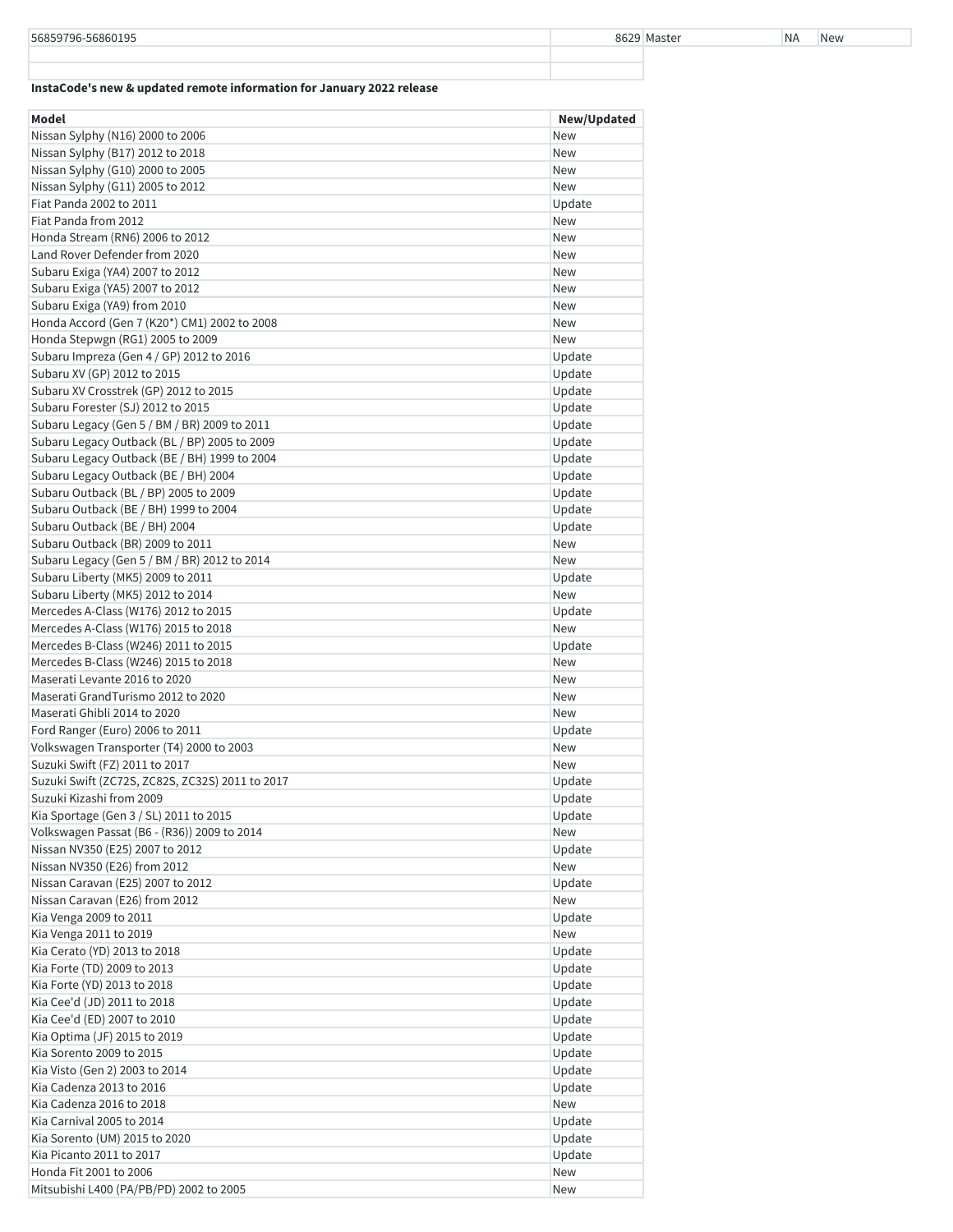| 56859796-56860195 | 8629 | Master | NA | New |
|---|---|---|---|---|
| | | | | |
| | | | | |

**InstaCode's new & updated remote information for January 2022 release**

| Model | New/Updated |
|---|---|
| Nissan Sylphy (N16) 2000 to 2006 | New |
| Nissan Sylphy (B17) 2012 to 2018 | New |
| Nissan Sylphy (G10) 2000 to 2005 | New |
| Nissan Sylphy (G11) 2005 to 2012 | New |
| Fiat Panda 2002 to 2011 | Update |
| Fiat Panda from 2012 | New |
| Honda Stream (RN6) 2006 to 2012 | New |
| Land Rover Defender from 2020 | New |
| Subaru Exiga (YA4) 2007 to 2012 | New |
| Subaru Exiga (YA5) 2007 to 2012 | New |
| Subaru Exiga (YA9) from 2010 | New |
| Honda Accord (Gen 7 (K20*) CM1) 2002 to 2008 | New |
| Honda Stepwgn (RG1) 2005 to 2009 | New |
| Subaru Impreza (Gen 4 / GP) 2012 to 2016 | Update |
| Subaru XV (GP) 2012 to 2015 | Update |
| Subaru XV Crosstrek (GP) 2012 to 2015 | Update |
| Subaru Forester (SJ) 2012 to 2015 | Update |
| Subaru Legacy (Gen 5 / BM / BR) 2009 to 2011 | Update |
| Subaru Legacy Outback (BL / BP) 2005 to 2009 | Update |
| Subaru Legacy Outback (BE / BH) 1999 to 2004 | Update |
| Subaru Legacy Outback (BE / BH) 2004 | Update |
| Subaru Outback (BL / BP) 2005 to 2009 | Update |
| Subaru Outback (BE / BH) 1999 to 2004 | Update |
| Subaru Outback (BE / BH) 2004 | Update |
| Subaru Outback (BR) 2009 to 2011 | New |
| Subaru Legacy (Gen 5 / BM / BR) 2012 to 2014 | New |
| Subaru Liberty (MK5) 2009 to 2011 | Update |
| Subaru Liberty (MK5) 2012 to 2014 | New |
| Mercedes A-Class (W176) 2012 to 2015 | Update |
| Mercedes A-Class (W176) 2015 to 2018 | New |
| Mercedes B-Class (W246) 2011 to 2015 | Update |
| Mercedes B-Class (W246) 2015 to 2018 | New |
| Maserati Levante 2016 to 2020 | New |
| Maserati GrandTurismo 2012 to 2020 | New |
| Maserati Ghibli 2014 to 2020 | New |
| Ford Ranger (Euro) 2006 to 2011 | Update |
| Volkswagen Transporter (T4) 2000 to 2003 | New |
| Suzuki Swift (FZ) 2011 to 2017 | New |
| Suzuki Swift (ZC72S, ZC82S, ZC32S) 2011 to 2017 | Update |
| Suzuki Kizashi from 2009 | Update |
| Kia Sportage (Gen 3 / SL) 2011 to 2015 | Update |
| Volkswagen Passat (B6 - (R36)) 2009 to 2014 | New |
| Nissan NV350 (E25) 2007 to 2012 | Update |
| Nissan NV350 (E26) from 2012 | New |
| Nissan Caravan (E25) 2007 to 2012 | Update |
| Nissan Caravan (E26) from 2012 | New |
| Kia Venga 2009 to 2011 | Update |
| Kia Venga 2011 to 2019 | New |
| Kia Cerato (YD) 2013 to 2018 | Update |
| Kia Forte (TD) 2009 to 2013 | Update |
| Kia Forte (YD) 2013 to 2018 | Update |
| Kia Cee'd (JD) 2011 to 2018 | Update |
| Kia Cee'd (ED) 2007 to 2010 | Update |
| Kia Optima (JF) 2015 to 2019 | Update |
| Kia Sorento 2009 to 2015 | Update |
| Kia Visto (Gen 2) 2003 to 2014 | Update |
| Kia Cadenza 2013 to 2016 | Update |
| Kia Cadenza 2016 to 2018 | New |
| Kia Carnival 2005 to 2014 | Update |
| Kia Sorento (UM) 2015 to 2020 | Update |
| Kia Picanto 2011 to 2017 | Update |
| Honda Fit 2001 to 2006 | New |
| Mitsubishi L400 (PA/PB/PD) 2002 to 2005 | New |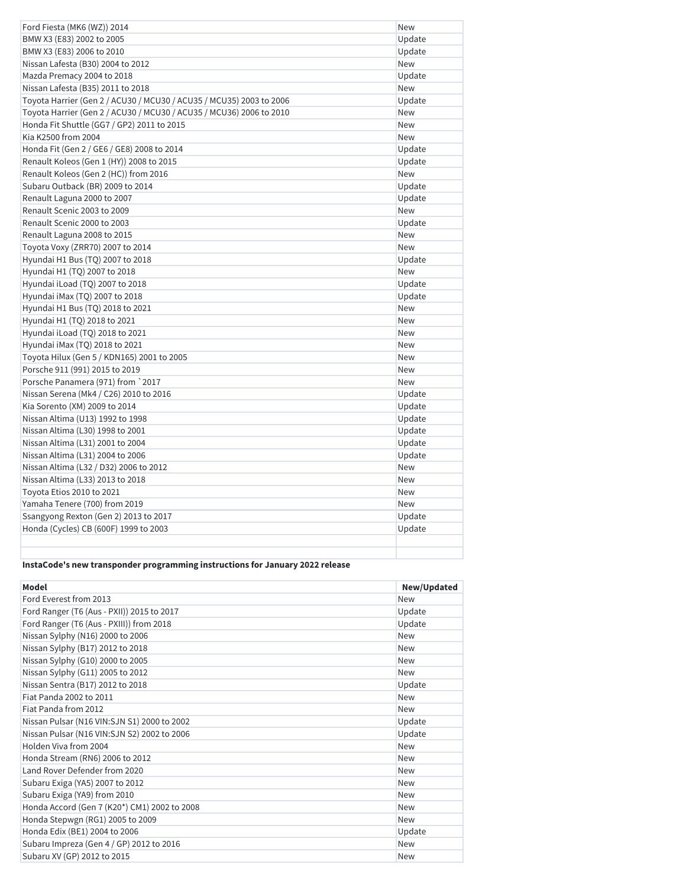| | |
|---|---|
| Ford Fiesta (MK6 (WZ)) 2014 | New |
| BMW X3 (E83) 2002 to 2005 | Update |
| BMW X3 (E83) 2006 to 2010 | Update |
| Nissan Lafesta (B30) 2004 to 2012 | New |
| Mazda Premacy 2004 to 2018 | Update |
| Nissan Lafesta (B35) 2011 to 2018 | New |
| Toyota Harrier (Gen 2 / ACU30 / MCU30 / ACU35 / MCU35) 2003 to 2006 | Update |
| Toyota Harrier (Gen 2 / ACU30 / MCU30 / ACU35 / MCU36) 2006 to 2010 | New |
| Honda Fit Shuttle (GG7 / GP2) 2011 to 2015 | New |
| Kia K2500 from 2004 | New |
| Honda Fit (Gen 2 / GE6 / GE8) 2008 to 2014 | Update |
| Renault Koleos (Gen 1 (HY)) 2008 to 2015 | Update |
| Renault Koleos (Gen 2 (HC)) from 2016 | New |
| Subaru Outback (BR) 2009 to 2014 | Update |
| Renault Laguna 2000 to 2007 | Update |
| Renault Scenic 2003 to 2009 | New |
| Renault Scenic 2000 to 2003 | Update |
| Renault Laguna 2008 to 2015 | New |
| Toyota Voxy (ZRR70) 2007 to 2014 | New |
| Hyundai H1 Bus (TQ) 2007 to 2018 | Update |
| Hyundai H1 (TQ) 2007 to 2018 | New |
| Hyundai iLoad (TQ) 2007 to 2018 | Update |
| Hyundai iMax (TQ) 2007 to 2018 | Update |
| Hyundai H1 Bus (TQ) 2018 to 2021 | New |
| Hyundai H1 (TQ) 2018 to 2021 | New |
| Hyundai iLoad (TQ) 2018 to 2021 | New |
| Hyundai iMax (TQ) 2018 to 2021 | New |
| Toyota Hilux (Gen 5 / KDN165) 2001 to 2005 | New |
| Porsche 911 (991) 2015 to 2019 | New |
| Porsche Panamera (971) from `2017 | New |
| Nissan Serena (Mk4 / C26) 2010 to 2016 | Update |
| Kia Sorento (XM) 2009 to 2014 | Update |
| Nissan Altima (U13) 1992 to 1998 | Update |
| Nissan Altima (L30) 1998 to 2001 | Update |
| Nissan Altima (L31) 2001 to 2004 | Update |
| Nissan Altima (L31) 2004 to 2006 | Update |
| Nissan Altima (L32 / D32) 2006 to 2012 | New |
| Nissan Altima (L33) 2013 to 2018 | New |
| Toyota Etios 2010 to 2021 | New |
| Yamaha Tenere (700) from 2019 | New |
| Ssangyong Rexton (Gen 2) 2013 to 2017 | Update |
| Honda (Cycles) CB (600F) 1999 to 2003 | Update |
| | |
| | |

**InstaCode's new transponder programming instructions for January 2022 release**

| Model | New/Updated |
|---|---|
| Ford Everest from 2013 | New |
| Ford Ranger (T6 (Aus - PXII)) 2015 to 2017 | Update |
| Ford Ranger (T6 (Aus - PXIII)) from 2018 | Update |
| Nissan Sylphy (N16) 2000 to 2006 | New |
| Nissan Sylphy (B17) 2012 to 2018 | New |
| Nissan Sylphy (G10) 2000 to 2005 | New |
| Nissan Sylphy (G11) 2005 to 2012 | New |
| Nissan Sentra (B17) 2012 to 2018 | Update |
| Fiat Panda 2002 to 2011 | New |
| Fiat Panda from 2012 | New |
| Nissan Pulsar (N16 VIN:SJN S1) 2000 to 2002 | Update |
| Nissan Pulsar (N16 VIN:SJN S2) 2002 to 2006 | Update |
| Holden Viva from 2004 | New |
| Honda Stream (RN6) 2006 to 2012 | New |
| Land Rover Defender from 2020 | New |
| Subaru Exiga (YA5) 2007 to 2012 | New |
| Subaru Exiga (YA9) from 2010 | New |
| Honda Accord (Gen 7 (K20*) CM1) 2002 to 2008 | New |
| Honda Stepwgn (RG1) 2005 to 2009 | New |
| Honda Edix (BE1) 2004 to 2006 | Update |
| Subaru Impreza (Gen 4 / GP) 2012 to 2016 | New |
| Subaru XV (GP) 2012 to 2015 | New |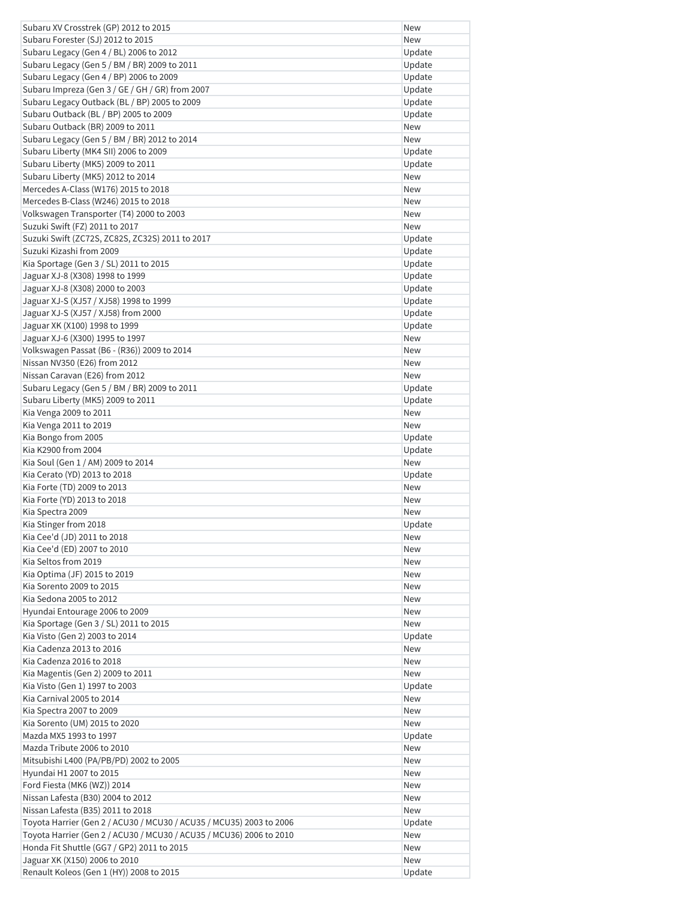| | |
|---|---|
| Subaru XV Crosstrek (GP) 2012 to 2015 | New |
| Subaru Forester (SJ) 2012 to 2015 | New |
| Subaru Legacy (Gen 4 / BL) 2006 to 2012 | Update |
| Subaru Legacy (Gen 5 / BM / BR) 2009 to 2011 | Update |
| Subaru Legacy (Gen 4 / BP) 2006 to 2009 | Update |
| Subaru Impreza (Gen 3 / GE / GH / GR) from 2007 | Update |
| Subaru Legacy Outback (BL / BP) 2005 to 2009 | Update |
| Subaru Outback (BL / BP) 2005 to 2009 | Update |
| Subaru Outback (BR) 2009 to 2011 | New |
| Subaru Legacy (Gen 5 / BM / BR) 2012 to 2014 | New |
| Subaru Liberty (MK4 SII) 2006 to 2009 | Update |
| Subaru Liberty (MK5) 2009 to 2011 | Update |
| Subaru Liberty (MK5) 2012 to 2014 | New |
| Mercedes A-Class (W176) 2015 to 2018 | New |
| Mercedes B-Class (W246) 2015 to 2018 | New |
| Volkswagen Transporter (T4) 2000 to 2003 | New |
| Suzuki Swift (FZ) 2011 to 2017 | New |
| Suzuki Swift (ZC72S, ZC82S, ZC32S) 2011 to 2017 | Update |
| Suzuki Kizashi from 2009 | Update |
| Kia Sportage (Gen 3 / SL) 2011 to 2015 | Update |
| Jaguar XJ-8 (X308) 1998 to 1999 | Update |
| Jaguar XJ-8 (X308) 2000 to 2003 | Update |
| Jaguar XJ-S (XJ57 / XJ58) 1998 to 1999 | Update |
| Jaguar XJ-S (XJ57 / XJ58) from 2000 | Update |
| Jaguar XK (X100) 1998 to 1999 | Update |
| Jaguar XJ-6 (X300) 1995 to 1997 | New |
| Volkswagen Passat (B6 - (R36)) 2009 to 2014 | New |
| Nissan NV350 (E26) from 2012 | New |
| Nissan Caravan (E26) from 2012 | New |
| Subaru Legacy (Gen 5 / BM / BR) 2009 to 2011 | Update |
| Subaru Liberty (MK5) 2009 to 2011 | Update |
| Kia Venga 2009 to 2011 | New |
| Kia Venga 2011 to 2019 | New |
| Kia Bongo from 2005 | Update |
| Kia K2900 from 2004 | Update |
| Kia Soul (Gen 1 / AM) 2009 to 2014 | New |
| Kia Cerato (YD) 2013 to 2018 | Update |
| Kia Forte (TD) 2009 to 2013 | New |
| Kia Forte (YD) 2013 to 2018 | New |
| Kia Spectra 2009 | New |
| Kia Stinger from 2018 | Update |
| Kia Cee'd (JD) 2011 to 2018 | New |
| Kia Cee'd (ED) 2007 to 2010 | New |
| Kia Seltos from 2019 | New |
| Kia Optima (JF) 2015 to 2019 | New |
| Kia Sorento 2009 to 2015 | New |
| Kia Sedona 2005 to 2012 | New |
| Hyundai Entourage 2006 to 2009 | New |
| Kia Sportage (Gen 3 / SL) 2011 to 2015 | New |
| Kia Visto (Gen 2) 2003 to 2014 | Update |
| Kia Cadenza 2013 to 2016 | New |
| Kia Cadenza 2016 to 2018 | New |
| Kia Magentis (Gen 2) 2009 to 2011 | New |
| Kia Visto (Gen 1) 1997 to 2003 | Update |
| Kia Carnival 2005 to 2014 | New |
| Kia Spectra 2007 to 2009 | New |
| Kia Sorento (UM) 2015 to 2020 | New |
| Mazda MX5 1993 to 1997 | Update |
| Mazda Tribute 2006 to 2010 | New |
| Mitsubishi L400 (PA/PB/PD) 2002 to 2005 | New |
| Hyundai H1 2007 to 2015 | New |
| Ford Fiesta (MK6 (WZ)) 2014 | New |
| Nissan Lafesta (B30) 2004 to 2012 | New |
| Nissan Lafesta (B35) 2011 to 2018 | New |
| Toyota Harrier (Gen 2 / ACU30 / MCU30 / ACU35 / MCU35) 2003 to 2006 | Update |
| Toyota Harrier (Gen 2 / ACU30 / MCU30 / ACU35 / MCU36) 2006 to 2010 | New |
| Honda Fit Shuttle (GG7 / GP2) 2011 to 2015 | New |
| Jaguar XK (X150) 2006 to 2010 | New |
| Renault Koleos (Gen 1 (HY)) 2008 to 2015 | Update |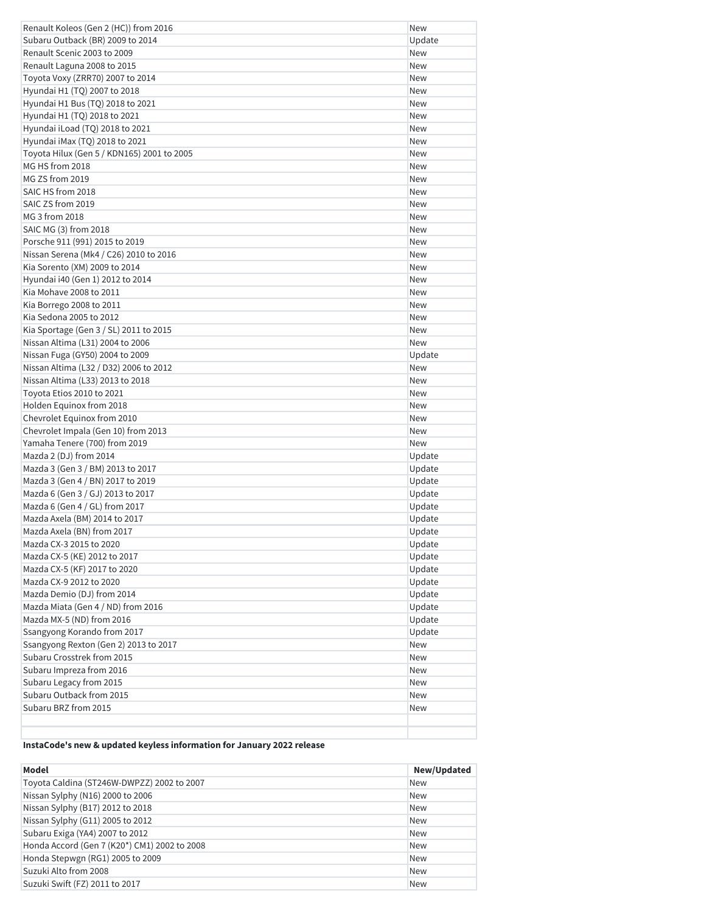| | |
|---|---|
| Renault Koleos (Gen 2 (HC)) from 2016 | New |
| Subaru Outback (BR) 2009 to 2014 | Update |
| Renault Scenic 2003 to 2009 | New |
| Renault Laguna 2008 to 2015 | New |
| Toyota Voxy (ZRR70) 2007 to 2014 | New |
| Hyundai H1 (TQ) 2007 to 2018 | New |
| Hyundai H1 Bus (TQ) 2018 to 2021 | New |
| Hyundai H1 (TQ) 2018 to 2021 | New |
| Hyundai iLoad (TQ) 2018 to 2021 | New |
| Hyundai iMax (TQ) 2018 to 2021 | New |
| Toyota Hilux (Gen 5 / KDN165) 2001 to 2005 | New |
| MG HS from 2018 | New |
| MG ZS from 2019 | New |
| SAIC HS from 2018 | New |
| SAIC ZS from 2019 | New |
| MG 3 from 2018 | New |
| SAIC MG (3) from 2018 | New |
| Porsche 911 (991) 2015 to 2019 | New |
| Nissan Serena (Mk4 / C26) 2010 to 2016 | New |
| Kia Sorento (XM) 2009 to 2014 | New |
| Hyundai i40 (Gen 1) 2012 to 2014 | New |
| Kia Mohave 2008 to 2011 | New |
| Kia Borrego 2008 to 2011 | New |
| Kia Sedona 2005 to 2012 | New |
| Kia Sportage (Gen 3 / SL) 2011 to 2015 | New |
| Nissan Altima (L31) 2004 to 2006 | New |
| Nissan Fuga (GY50) 2004 to 2009 | Update |
| Nissan Altima (L32 / D32) 2006 to 2012 | New |
| Nissan Altima (L33) 2013 to 2018 | New |
| Toyota Etios 2010 to 2021 | New |
| Holden Equinox from 2018 | New |
| Chevrolet Equinox from 2010 | New |
| Chevrolet Impala (Gen 10) from 2013 | New |
| Yamaha Tenere (700) from 2019 | New |
| Mazda 2 (DJ) from 2014 | Update |
| Mazda 3 (Gen 3 / BM) 2013 to 2017 | Update |
| Mazda 3 (Gen 4 / BN) 2017 to 2019 | Update |
| Mazda 6 (Gen 3 / GJ) 2013 to 2017 | Update |
| Mazda 6 (Gen 4 / GL) from 2017 | Update |
| Mazda Axela (BM) 2014 to 2017 | Update |
| Mazda Axela (BN) from 2017 | Update |
| Mazda CX-3 2015 to 2020 | Update |
| Mazda CX-5 (KE) 2012 to 2017 | Update |
| Mazda CX-5 (KF) 2017 to 2020 | Update |
| Mazda CX-9 2012 to 2020 | Update |
| Mazda Demio (DJ) from 2014 | Update |
| Mazda Miata (Gen 4 / ND) from 2016 | Update |
| Mazda MX-5 (ND) from 2016 | Update |
| Ssangyong Korando from 2017 | Update |
| Ssangyong Rexton (Gen 2) 2013 to 2017 | New |
| Subaru Crosstrek from 2015 | New |
| Subaru Impreza from 2016 | New |
| Subaru Legacy from 2015 | New |
| Subaru Outback from 2015 | New |
| Subaru BRZ from 2015 | New |
| | |
| | |

**InstaCode's new & updated keyless information for January 2022 release**

| Model | New/Updated |
|---|---|
| Toyota Caldina (ST246W-DWPZZ) 2002 to 2007 | New |
| Nissan Sylphy (N16) 2000 to 2006 | New |
| Nissan Sylphy (B17) 2012 to 2018 | New |
| Nissan Sylphy (G11) 2005 to 2012 | New |
| Subaru Exiga (YA4) 2007 to 2012 | New |
| Honda Accord (Gen 7 (K20*) CM1) 2002 to 2008 | New |
| Honda Stepwgn (RG1) 2005 to 2009 | New |
| Suzuki Alto from 2008 | New |
| Suzuki Swift (FZ) 2011 to 2017 | New |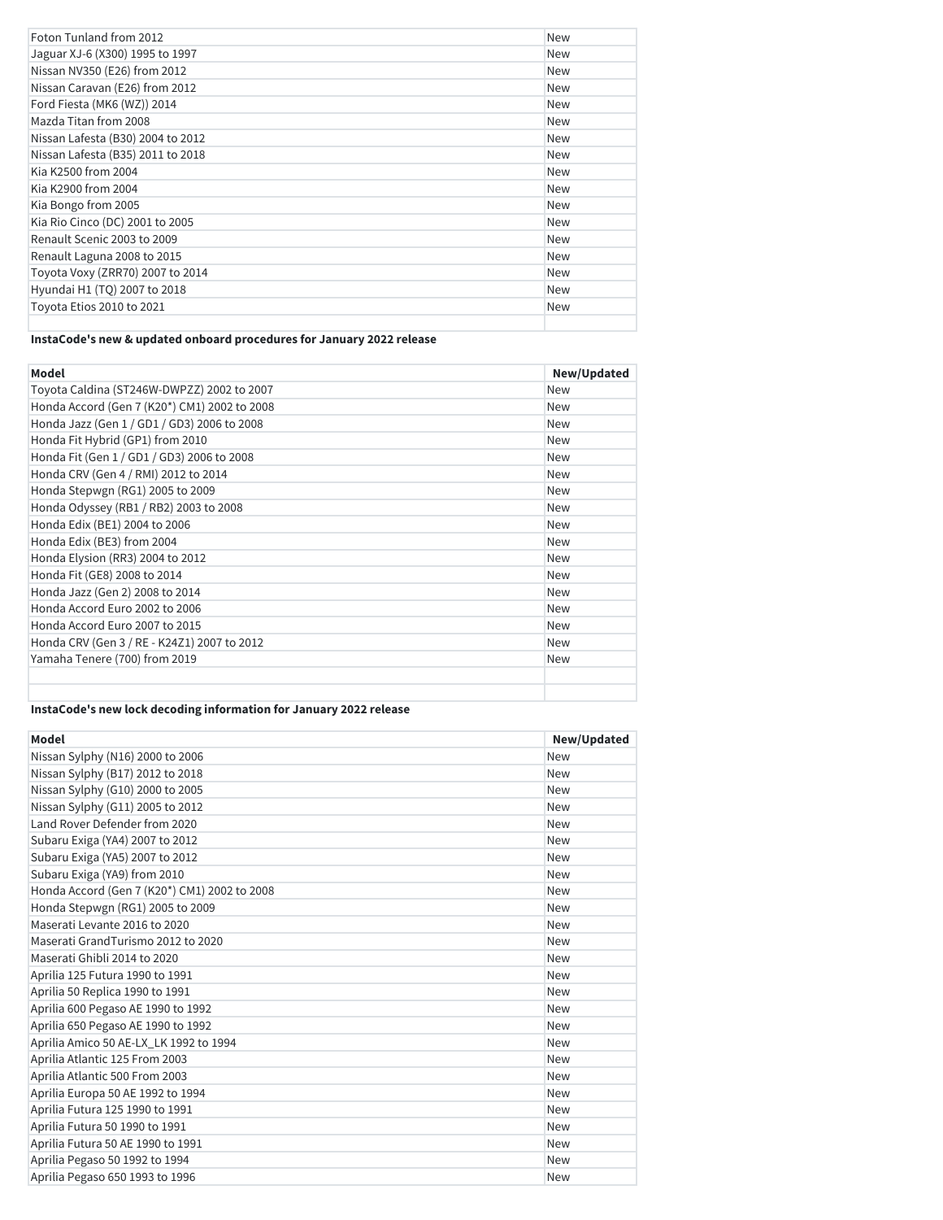| | |
|---|---|
| Foton Tunland from 2012 | New |
| Jaguar XJ-6 (X300) 1995 to 1997 | New |
| Nissan NV350 (E26) from 2012 | New |
| Nissan Caravan (E26) from 2012 | New |
| Ford Fiesta (MK6 (WZ)) 2014 | New |
| Mazda Titan from 2008 | New |
| Nissan Lafesta (B30) 2004 to 2012 | New |
| Nissan Lafesta (B35) 2011 to 2018 | New |
| Kia K2500 from 2004 | New |
| Kia K2900 from 2004 | New |
| Kia Bongo from 2005 | New |
| Kia Rio Cinco (DC) 2001 to 2005 | New |
| Renault Scenic 2003 to 2009 | New |
| Renault Laguna 2008 to 2015 | New |
| Toyota Voxy (ZRR70) 2007 to 2014 | New |
| Hyundai H1 (TQ) 2007 to 2018 | New |
| Toyota Etios 2010 to 2021 | New |
| | |

**InstaCode's new & updated onboard procedures for January 2022 release**

| Model | New/Updated |
|---|---|
| Toyota Caldina (ST246W-DWPZZ) 2002 to 2007 | New |
| Honda Accord (Gen 7 (K20*) CM1) 2002 to 2008 | New |
| Honda Jazz (Gen 1 / GD1 / GD3) 2006 to 2008 | New |
| Honda Fit Hybrid (GP1) from 2010 | New |
| Honda Fit (Gen 1 / GD1 / GD3) 2006 to 2008 | New |
| Honda CRV (Gen 4 / RMI) 2012 to 2014 | New |
| Honda Stepwgn (RG1) 2005 to 2009 | New |
| Honda Odyssey (RB1 / RB2) 2003 to 2008 | New |
| Honda Edix (BE1) 2004 to 2006 | New |
| Honda Edix (BE3) from 2004 | New |
| Honda Elysion (RR3) 2004 to 2012 | New |
| Honda Fit (GE8) 2008 to 2014 | New |
| Honda Jazz (Gen 2) 2008 to 2014 | New |
| Honda Accord Euro 2002 to 2006 | New |
| Honda Accord Euro 2007 to 2015 | New |
| Honda CRV (Gen 3 / RE - K24Z1) 2007 to 2012 | New |
| Yamaha Tenere (700) from 2019 | New |
| | |
| | |

**InstaCode's new lock decoding information for January 2022 release**

| Model | New/Updated |
|---|---|
| Nissan Sylphy (N16) 2000 to 2006 | New |
| Nissan Sylphy (B17) 2012 to 2018 | New |
| Nissan Sylphy (G10) 2000 to 2005 | New |
| Nissan Sylphy (G11) 2005 to 2012 | New |
| Land Rover Defender from 2020 | New |
| Subaru Exiga (YA4) 2007 to 2012 | New |
| Subaru Exiga (YA5) 2007 to 2012 | New |
| Subaru Exiga (YA9) from 2010 | New |
| Honda Accord (Gen 7 (K20*) CM1) 2002 to 2008 | New |
| Honda Stepwgn (RG1) 2005 to 2009 | New |
| Maserati Levante 2016 to 2020 | New |
| Maserati GrandTurismo 2012 to 2020 | New |
| Maserati Ghibli 2014 to 2020 | New |
| Aprilia 125 Futura 1990 to 1991 | New |
| Aprilia 50 Replica 1990 to 1991 | New |
| Aprilia 600 Pegaso AE 1990 to 1992 | New |
| Aprilia 650 Pegaso AE 1990 to 1992 | New |
| Aprilia Amico 50 AE-LX_LK 1992 to 1994 | New |
| Aprilia Atlantic 125 From 2003 | New |
| Aprilia Atlantic 500 From 2003 | New |
| Aprilia Europa 50 AE 1992 to 1994 | New |
| Aprilia Futura 125 1990 to 1991 | New |
| Aprilia Futura 50 1990 to 1991 | New |
| Aprilia Futura 50 AE 1990 to 1991 | New |
| Aprilia Pegaso 50 1992 to 1994 | New |
| Aprilia Pegaso 650 1993 to 1996 | New |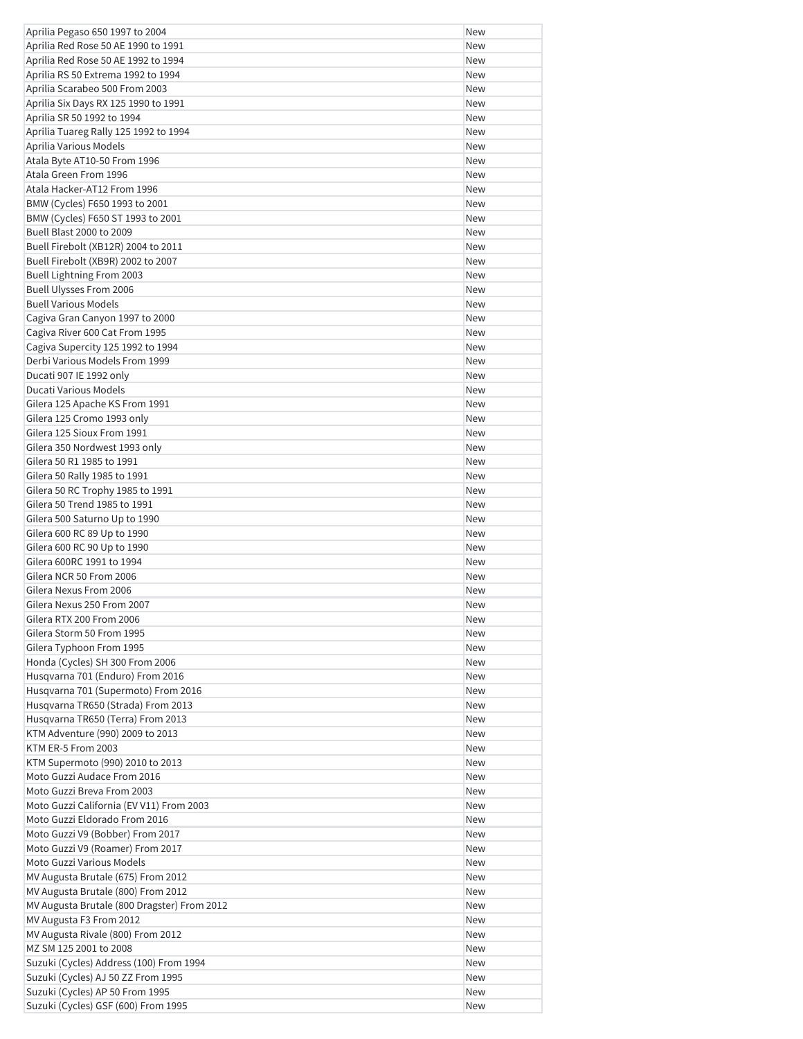| | |
|---|---|
| Aprilia Pegaso 650 1997 to 2004 | New |
| Aprilia Red Rose 50 AE 1990 to 1991 | New |
| Aprilia Red Rose 50 AE 1992 to 1994 | New |
| Aprilia RS 50 Extrema 1992 to 1994 | New |
| Aprilia Scarabeo 500 From 2003 | New |
| Aprilia Six Days RX 125 1990 to 1991 | New |
| Aprilia SR 50 1992 to 1994 | New |
| Aprilia Tuareg Rally 125 1992 to 1994 | New |
| Aprilia Various Models | New |
| Atala Byte AT10-50 From 1996 | New |
| Atala Green From 1996 | New |
| Atala Hacker-AT12 From 1996 | New |
| BMW (Cycles) F650 1993 to 2001 | New |
| BMW (Cycles) F650 ST 1993 to 2001 | New |
| Buell Blast 2000 to 2009 | New |
| Buell Firebolt (XB12R) 2004 to 2011 | New |
| Buell Firebolt (XB9R) 2002 to 2007 | New |
| Buell Lightning From 2003 | New |
| Buell Ulysses From 2006 | New |
| Buell Various Models | New |
| Cagiva Gran Canyon 1997 to 2000 | New |
| Cagiva River 600 Cat From 1995 | New |
| Cagiva Supercity 125 1992 to 1994 | New |
| Derbi Various Models From 1999 | New |
| Ducati 907 IE 1992 only | New |
| Ducati Various Models | New |
| Gilera 125 Apache KS From 1991 | New |
| Gilera 125 Cromo 1993 only | New |
| Gilera 125 Sioux From 1991 | New |
| Gilera 350 Nordwest 1993 only | New |
| Gilera 50 R1 1985 to 1991 | New |
| Gilera 50 Rally 1985 to 1991 | New |
| Gilera 50 RC Trophy 1985 to 1991 | New |
| Gilera 50 Trend 1985 to 1991 | New |
| Gilera 500 Saturno Up to 1990 | New |
| Gilera 600 RC 89 Up to 1990 | New |
| Gilera 600 RC 90 Up to 1990 | New |
| Gilera 600RC 1991 to 1994 | New |
| Gilera NCR 50 From 2006 | New |
| Gilera Nexus From 2006 | New |
| Gilera Nexus 250 From 2007 | New |
| Gilera RTX 200 From 2006 | New |
| Gilera Storm 50 From 1995 | New |
| Gilera Typhoon From 1995 | New |
| Honda (Cycles) SH 300 From 2006 | New |
| Husqvarna 701 (Enduro) From 2016 | New |
| Husqvarna 701 (Supermoto) From 2016 | New |
| Husqvarna TR650 (Strada) From 2013 | New |
| Husqvarna TR650 (Terra) From 2013 | New |
| KTM Adventure (990) 2009 to 2013 | New |
| KTM ER-5 From 2003 | New |
| KTM Supermoto (990) 2010 to 2013 | New |
| Moto Guzzi Audace From 2016 | New |
| Moto Guzzi Breva From 2003 | New |
| Moto Guzzi California (EV V11) From 2003 | New |
| Moto Guzzi Eldorado From 2016 | New |
| Moto Guzzi V9 (Bobber) From 2017 | New |
| Moto Guzzi V9 (Roamer) From 2017 | New |
| Moto Guzzi Various Models | New |
| MV Augusta Brutale (675) From 2012 | New |
| MV Augusta Brutale (800) From 2012 | New |
| MV Augusta Brutale (800 Dragster) From 2012 | New |
| MV Augusta F3 From 2012 | New |
| MV Augusta Rivale (800) From 2012 | New |
| MZ SM 125 2001 to 2008 | New |
| Suzuki (Cycles) Address (100) From 1994 | New |
| Suzuki (Cycles) AJ 50 ZZ From 1995 | New |
| Suzuki (Cycles) AP 50 From 1995 | New |
| Suzuki (Cycles) GSF (600) From 1995 | New |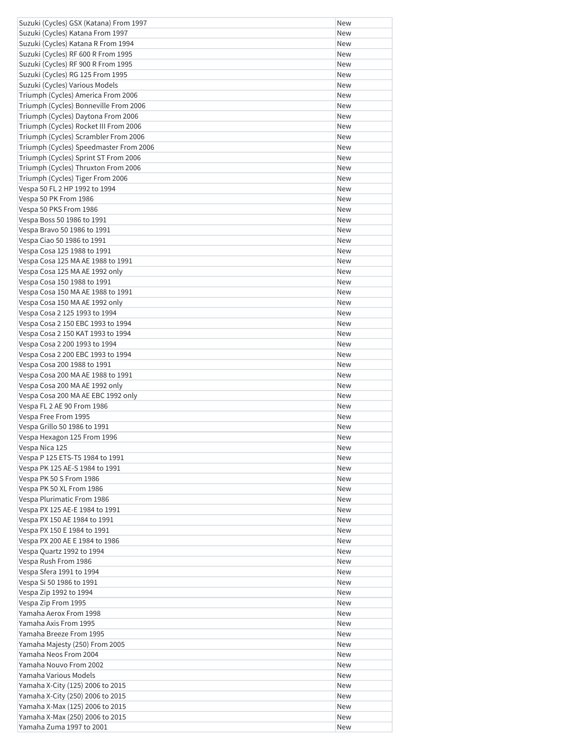| | |
|---|---|
| Suzuki (Cycles) GSX (Katana) From 1997 | New |
| Suzuki (Cycles) Katana From 1997 | New |
| Suzuki (Cycles) Katana R From 1994 | New |
| Suzuki (Cycles) RF 600 R From 1995 | New |
| Suzuki (Cycles) RF 900 R From 1995 | New |
| Suzuki (Cycles) RG 125 From 1995 | New |
| Suzuki (Cycles) Various Models | New |
| Triumph (Cycles) America From 2006 | New |
| Triumph (Cycles) Bonneville From 2006 | New |
| Triumph (Cycles) Daytona From 2006 | New |
| Triumph (Cycles) Rocket III From 2006 | New |
| Triumph (Cycles) Scrambler From 2006 | New |
| Triumph (Cycles) Speedmaster From 2006 | New |
| Triumph (Cycles) Sprint ST From 2006 | New |
| Triumph (Cycles) Thruxton From 2006 | New |
| Triumph (Cycles) Tiger From 2006 | New |
| Vespa 50 FL 2 HP 1992 to 1994 | New |
| Vespa 50 PK From 1986 | New |
| Vespa 50 PKS From 1986 | New |
| Vespa Boss 50 1986 to 1991 | New |
| Vespa Bravo 50 1986 to 1991 | New |
| Vespa Ciao 50 1986 to 1991 | New |
| Vespa Cosa 125 1988 to 1991 | New |
| Vespa Cosa 125 MA AE 1988 to 1991 | New |
| Vespa Cosa 125 MA AE 1992 only | New |
| Vespa Cosa 150 1988 to 1991 | New |
| Vespa Cosa 150 MA AE 1988 to 1991 | New |
| Vespa Cosa 150 MA AE 1992 only | New |
| Vespa Cosa 2 125 1993 to 1994 | New |
| Vespa Cosa 2 150 EBC 1993 to 1994 | New |
| Vespa Cosa 2 150 KAT 1993 to 1994 | New |
| Vespa Cosa 2 200 1993 to 1994 | New |
| Vespa Cosa 2 200 EBC 1993 to 1994 | New |
| Vespa Cosa 200 1988 to 1991 | New |
| Vespa Cosa 200 MA AE 1988 to 1991 | New |
| Vespa Cosa 200 MA AE 1992 only | New |
| Vespa Cosa 200 MA AE EBC 1992 only | New |
| Vespa FL 2 AE 90 From 1986 | New |
| Vespa Free From 1995 | New |
| Vespa Grillo 50 1986 to 1991 | New |
| Vespa Hexagon 125 From 1996 | New |
| Vespa Nica 125 | New |
| Vespa P 125 ETS-T5 1984 to 1991 | New |
| Vespa PK 125 AE-S 1984 to 1991 | New |
| Vespa PK 50 S From 1986 | New |
| Vespa PK 50 XL From 1986 | New |
| Vespa Plurimatic From 1986 | New |
| Vespa PX 125 AE-E 1984 to 1991 | New |
| Vespa PX 150 AE 1984 to 1991 | New |
| Vespa PX 150 E 1984 to 1991 | New |
| Vespa PX 200 AE E 1984 to 1986 | New |
| Vespa Quartz 1992 to 1994 | New |
| Vespa Rush From 1986 | New |
| Vespa Sfera 1991 to 1994 | New |
| Vespa Si 50 1986 to 1991 | New |
| Vespa Zip 1992 to 1994 | New |
| Vespa Zip From 1995 | New |
| Yamaha Aerox From 1998 | New |
| Yamaha Axis From 1995 | New |
| Yamaha Breeze From 1995 | New |
| Yamaha Majesty (250) From 2005 | New |
| Yamaha Neos From 2004 | New |
| Yamaha Nouvo From 2002 | New |
| Yamaha Various Models | New |
| Yamaha X-City (125) 2006 to 2015 | New |
| Yamaha X-City (250) 2006 to 2015 | New |
| Yamaha X-Max (125) 2006 to 2015 | New |
| Yamaha X-Max (250) 2006 to 2015 | New |
| Yamaha Zuma 1997 to 2001 | New |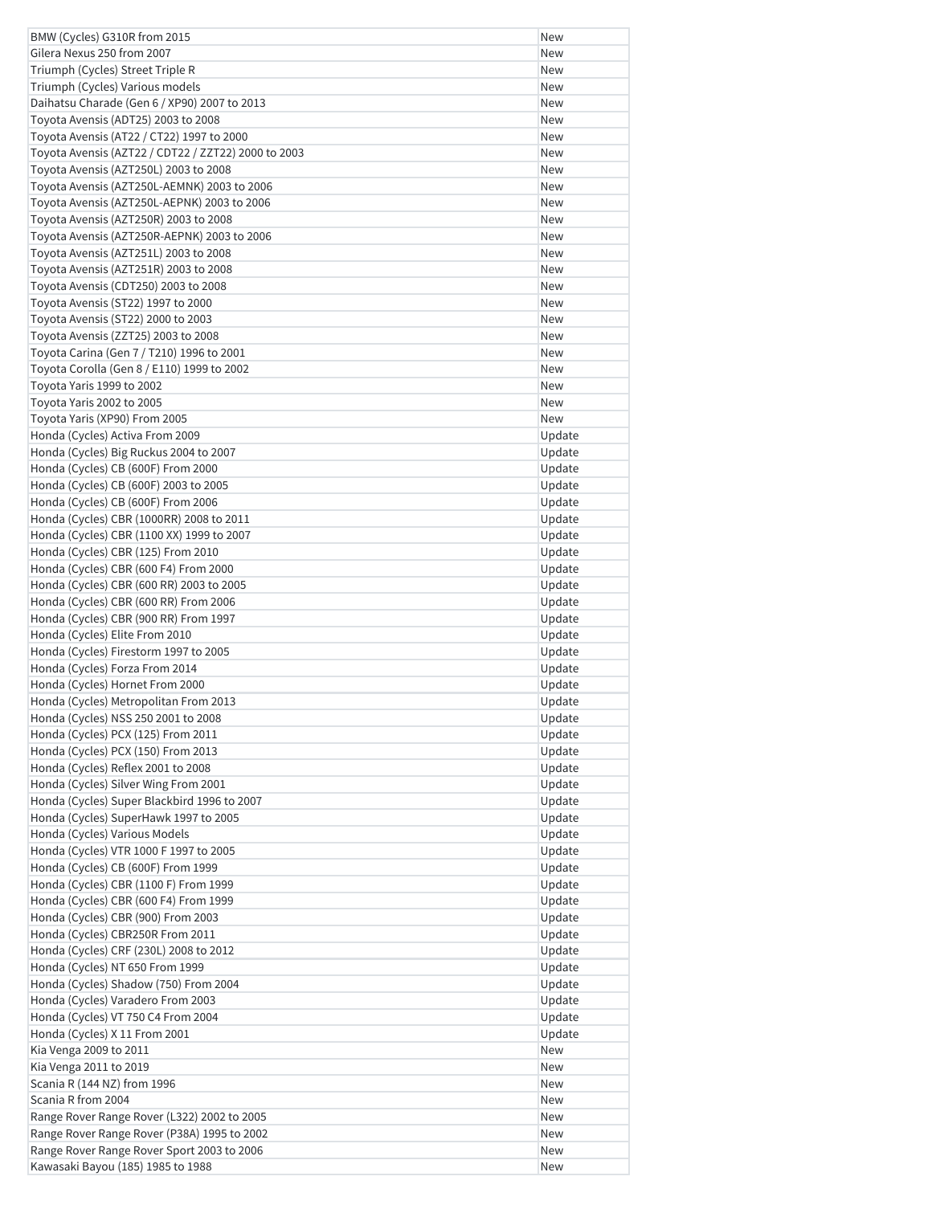| | |
|---|---|
| BMW (Cycles) G310R from 2015 | New |
| Gilera Nexus 250 from 2007 | New |
| Triumph (Cycles) Street Triple R | New |
| Triumph (Cycles) Various models | New |
| Daihatsu Charade (Gen 6 / XP90) 2007 to 2013 | New |
| Toyota Avensis (ADT25) 2003 to 2008 | New |
| Toyota Avensis (AT22 / CT22) 1997 to 2000 | New |
| Toyota Avensis (AZT22 / CDT22 / ZZT22) 2000 to 2003 | New |
| Toyota Avensis (AZT250L) 2003 to 2008 | New |
| Toyota Avensis (AZT250L-AEMNK) 2003 to 2006 | New |
| Toyota Avensis (AZT250L-AEPNK) 2003 to 2006 | New |
| Toyota Avensis (AZT250R) 2003 to 2008 | New |
| Toyota Avensis (AZT250R-AEPNK) 2003 to 2006 | New |
| Toyota Avensis (AZT251L) 2003 to 2008 | New |
| Toyota Avensis (AZT251R) 2003 to 2008 | New |
| Toyota Avensis (CDT250) 2003 to 2008 | New |
| Toyota Avensis (ST22) 1997 to 2000 | New |
| Toyota Avensis (ST22) 2000 to 2003 | New |
| Toyota Avensis (ZZT25) 2003 to 2008 | New |
| Toyota Carina (Gen 7 / T210) 1996 to 2001 | New |
| Toyota Corolla (Gen 8 / E110) 1999 to 2002 | New |
| Toyota Yaris 1999 to 2002 | New |
| Toyota Yaris 2002 to 2005 | New |
| Toyota Yaris (XP90) From 2005 | New |
| Honda (Cycles) Activa From 2009 | Update |
| Honda (Cycles) Big Ruckus 2004 to 2007 | Update |
| Honda (Cycles) CB (600F) From 2000 | Update |
| Honda (Cycles) CB (600F) 2003 to 2005 | Update |
| Honda (Cycles) CB (600F) From 2006 | Update |
| Honda (Cycles) CBR (1000RR) 2008 to 2011 | Update |
| Honda (Cycles) CBR (1100 XX) 1999 to 2007 | Update |
| Honda (Cycles) CBR (125) From 2010 | Update |
| Honda (Cycles) CBR (600 F4) From 2000 | Update |
| Honda (Cycles) CBR (600 RR) 2003 to 2005 | Update |
| Honda (Cycles) CBR (600 RR) From 2006 | Update |
| Honda (Cycles) CBR (900 RR) From 1997 | Update |
| Honda (Cycles) Elite From 2010 | Update |
| Honda (Cycles) Firestorm 1997 to 2005 | Update |
| Honda (Cycles) Forza From 2014 | Update |
| Honda (Cycles) Hornet From 2000 | Update |
| Honda (Cycles) Metropolitan From 2013 | Update |
| Honda (Cycles) NSS 250 2001 to 2008 | Update |
| Honda (Cycles) PCX (125) From 2011 | Update |
| Honda (Cycles) PCX (150) From 2013 | Update |
| Honda (Cycles) Reflex 2001 to 2008 | Update |
| Honda (Cycles) Silver Wing From 2001 | Update |
| Honda (Cycles) Super Blackbird 1996 to 2007 | Update |
| Honda (Cycles) SuperHawk 1997 to 2005 | Update |
| Honda (Cycles) Various Models | Update |
| Honda (Cycles) VTR 1000 F 1997 to 2005 | Update |
| Honda (Cycles) CB (600F) From 1999 | Update |
| Honda (Cycles) CBR (1100 F) From 1999 | Update |
| Honda (Cycles) CBR (600 F4) From 1999 | Update |
| Honda (Cycles) CBR (900) From 2003 | Update |
| Honda (Cycles) CBR250R From 2011 | Update |
| Honda (Cycles) CRF (230L) 2008 to 2012 | Update |
| Honda (Cycles) NT 650 From 1999 | Update |
| Honda (Cycles) Shadow (750) From 2004 | Update |
| Honda (Cycles) Varadero From 2003 | Update |
| Honda (Cycles) VT 750 C4 From 2004 | Update |
| Honda (Cycles) X 11 From 2001 | Update |
| Kia Venga 2009 to 2011 | New |
| Kia Venga 2011 to 2019 | New |
| Scania R (144 NZ) from 1996 | New |
| Scania R from 2004 | New |
| Range Rover Range Rover (L322) 2002 to 2005 | New |
| Range Rover Range Rover (P38A) 1995 to 2002 | New |
| Range Rover Range Rover Sport 2003 to 2006 | New |
| Kawasaki Bayou (185) 1985 to 1988 | New |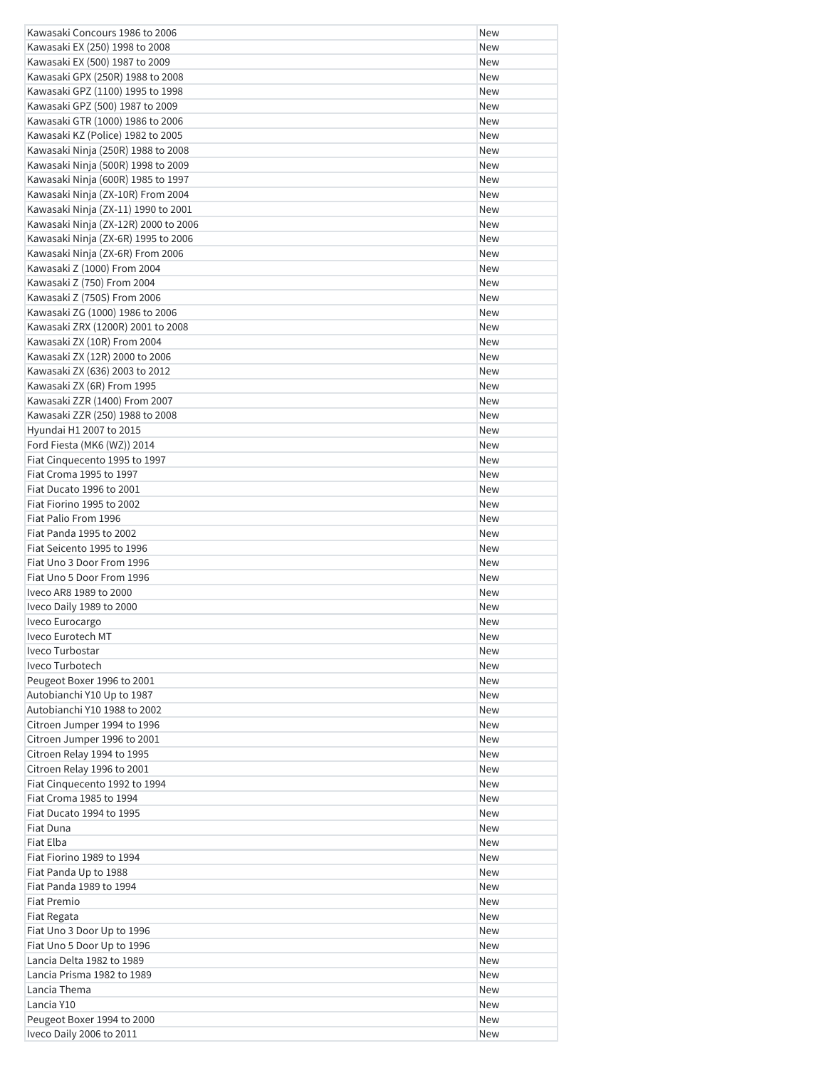| | |
|---|---|
| Kawasaki Concours 1986 to 2006 | New |
| Kawasaki EX (250) 1998 to 2008 | New |
| Kawasaki EX (500) 1987 to 2009 | New |
| Kawasaki GPX (250R) 1988 to 2008 | New |
| Kawasaki GPZ (1100) 1995 to 1998 | New |
| Kawasaki GPZ (500) 1987 to 2009 | New |
| Kawasaki GTR (1000) 1986 to 2006 | New |
| Kawasaki KZ (Police) 1982 to 2005 | New |
| Kawasaki Ninja (250R) 1988 to 2008 | New |
| Kawasaki Ninja (500R) 1998 to 2009 | New |
| Kawasaki Ninja (600R) 1985 to 1997 | New |
| Kawasaki Ninja (ZX-10R) From 2004 | New |
| Kawasaki Ninja (ZX-11) 1990 to 2001 | New |
| Kawasaki Ninja (ZX-12R) 2000 to 2006 | New |
| Kawasaki Ninja (ZX-6R) 1995 to 2006 | New |
| Kawasaki Ninja (ZX-6R) From 2006 | New |
| Kawasaki Z (1000) From 2004 | New |
| Kawasaki Z (750) From 2004 | New |
| Kawasaki Z (750S) From 2006 | New |
| Kawasaki ZG (1000) 1986 to 2006 | New |
| Kawasaki ZRX (1200R) 2001 to 2008 | New |
| Kawasaki ZX (10R) From 2004 | New |
| Kawasaki ZX (12R) 2000 to 2006 | New |
| Kawasaki ZX (636) 2003 to 2012 | New |
| Kawasaki ZX (6R) From 1995 | New |
| Kawasaki ZZR (1400) From 2007 | New |
| Kawasaki ZZR (250) 1988 to 2008 | New |
| Hyundai H1 2007 to 2015 | New |
| Ford Fiesta (MK6 (WZ)) 2014 | New |
| Fiat Cinquecento 1995 to 1997 | New |
| Fiat Croma 1995 to 1997 | New |
| Fiat Ducato 1996 to 2001 | New |
| Fiat Fiorino 1995 to 2002 | New |
| Fiat Palio From 1996 | New |
| Fiat Panda 1995 to 2002 | New |
| Fiat Seicento 1995 to 1996 | New |
| Fiat Uno 3 Door From 1996 | New |
| Fiat Uno 5 Door From 1996 | New |
| Iveco AR8 1989 to 2000 | New |
| Iveco Daily 1989 to 2000 | New |
| Iveco Eurocargo | New |
| Iveco Eurotech MT | New |
| Iveco Turbostar | New |
| Iveco Turbotech | New |
| Peugeot Boxer 1996 to 2001 | New |
| Autobianchi Y10 Up to 1987 | New |
| Autobianchi Y10 1988 to 2002 | New |
| Citroen Jumper 1994 to 1996 | New |
| Citroen Jumper 1996 to 2001 | New |
| Citroen Relay 1994 to 1995 | New |
| Citroen Relay 1996 to 2001 | New |
| Fiat Cinquecento 1992 to 1994 | New |
| Fiat Croma 1985 to 1994 | New |
| Fiat Ducato 1994 to 1995 | New |
| Fiat Duna | New |
| Fiat Elba | New |
| Fiat Fiorino 1989 to 1994 | New |
| Fiat Panda Up to 1988 | New |
| Fiat Panda 1989 to 1994 | New |
| Fiat Premio | New |
| Fiat Regata | New |
| Fiat Uno 3 Door Up to 1996 | New |
| Fiat Uno 5 Door Up to 1996 | New |
| Lancia Delta 1982 to 1989 | New |
| Lancia Prisma 1982 to 1989 | New |
| Lancia Thema | New |
| Lancia Y10 | New |
| Peugeot Boxer 1994 to 2000 | New |
| Iveco Daily 2006 to 2011 | New |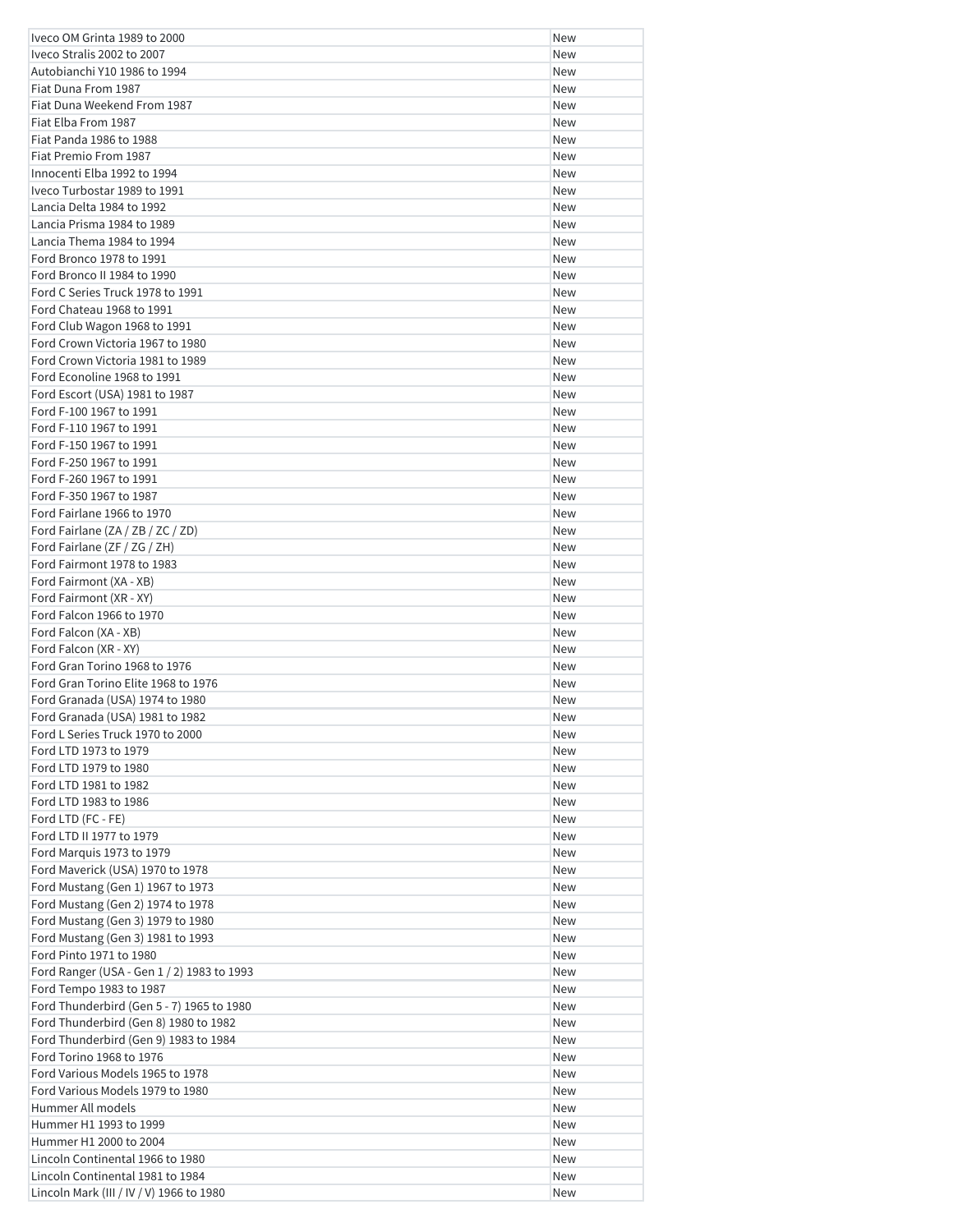| | |
|---|---|
| Iveco OM Grinta 1989 to 2000 | New |
| Iveco Stralis 2002 to 2007 | New |
| Autobianchi Y10 1986 to 1994 | New |
| Fiat Duna From 1987 | New |
| Fiat Duna Weekend From 1987 | New |
| Fiat Elba From 1987 | New |
| Fiat Panda 1986 to 1988 | New |
| Fiat Premio From 1987 | New |
| Innocenti Elba 1992 to 1994 | New |
| Iveco Turbostar 1989 to 1991 | New |
| Lancia Delta 1984 to 1992 | New |
| Lancia Prisma 1984 to 1989 | New |
| Lancia Thema 1984 to 1994 | New |
| Ford Bronco 1978 to 1991 | New |
| Ford Bronco II 1984 to 1990 | New |
| Ford C Series Truck 1978 to 1991 | New |
| Ford Chateau 1968 to 1991 | New |
| Ford Club Wagon 1968 to 1991 | New |
| Ford Crown Victoria 1967 to 1980 | New |
| Ford Crown Victoria 1981 to 1989 | New |
| Ford Econoline 1968 to 1991 | New |
| Ford Escort (USA) 1981 to 1987 | New |
| Ford F-100 1967 to 1991 | New |
| Ford F-110 1967 to 1991 | New |
| Ford F-150 1967 to 1991 | New |
| Ford F-250 1967 to 1991 | New |
| Ford F-260 1967 to 1991 | New |
| Ford F-350 1967 to 1987 | New |
| Ford Fairlane 1966 to 1970 | New |
| Ford Fairlane (ZA / ZB / ZC / ZD) | New |
| Ford Fairlane (ZF / ZG / ZH) | New |
| Ford Fairmont 1978 to 1983 | New |
| Ford Fairmont (XA - XB) | New |
| Ford Fairmont (XR - XY) | New |
| Ford Falcon 1966 to 1970 | New |
| Ford Falcon (XA - XB) | New |
| Ford Falcon (XR - XY) | New |
| Ford Gran Torino 1968 to 1976 | New |
| Ford Gran Torino Elite 1968 to 1976 | New |
| Ford Granada (USA) 1974 to 1980 | New |
| Ford Granada (USA) 1981 to 1982 | New |
| Ford L Series Truck 1970 to 2000 | New |
| Ford LTD 1973 to 1979 | New |
| Ford LTD 1979 to 1980 | New |
| Ford LTD 1981 to 1982 | New |
| Ford LTD 1983 to 1986 | New |
| Ford LTD (FC - FE) | New |
| Ford LTD II 1977 to 1979 | New |
| Ford Marquis 1973 to 1979 | New |
| Ford Maverick (USA) 1970 to 1978 | New |
| Ford Mustang (Gen 1) 1967 to 1973 | New |
| Ford Mustang (Gen 2) 1974 to 1978 | New |
| Ford Mustang (Gen 3) 1979 to 1980 | New |
| Ford Mustang (Gen 3) 1981 to 1993 | New |
| Ford Pinto 1971 to 1980 | New |
| Ford Ranger (USA - Gen 1 / 2) 1983 to 1993 | New |
| Ford Tempo 1983 to 1987 | New |
| Ford Thunderbird (Gen 5 - 7) 1965 to 1980 | New |
| Ford Thunderbird (Gen 8) 1980 to 1982 | New |
| Ford Thunderbird (Gen 9) 1983 to 1984 | New |
| Ford Torino 1968 to 1976 | New |
| Ford Various Models 1965 to 1978 | New |
| Ford Various Models 1979 to 1980 | New |
| Hummer All models | New |
| Hummer H1 1993 to 1999 | New |
| Hummer H1 2000 to 2004 | New |
| Lincoln Continental 1966 to 1980 | New |
| Lincoln Continental 1981 to 1984 | New |
| Lincoln Mark (III / IV / V) 1966 to 1980 | New |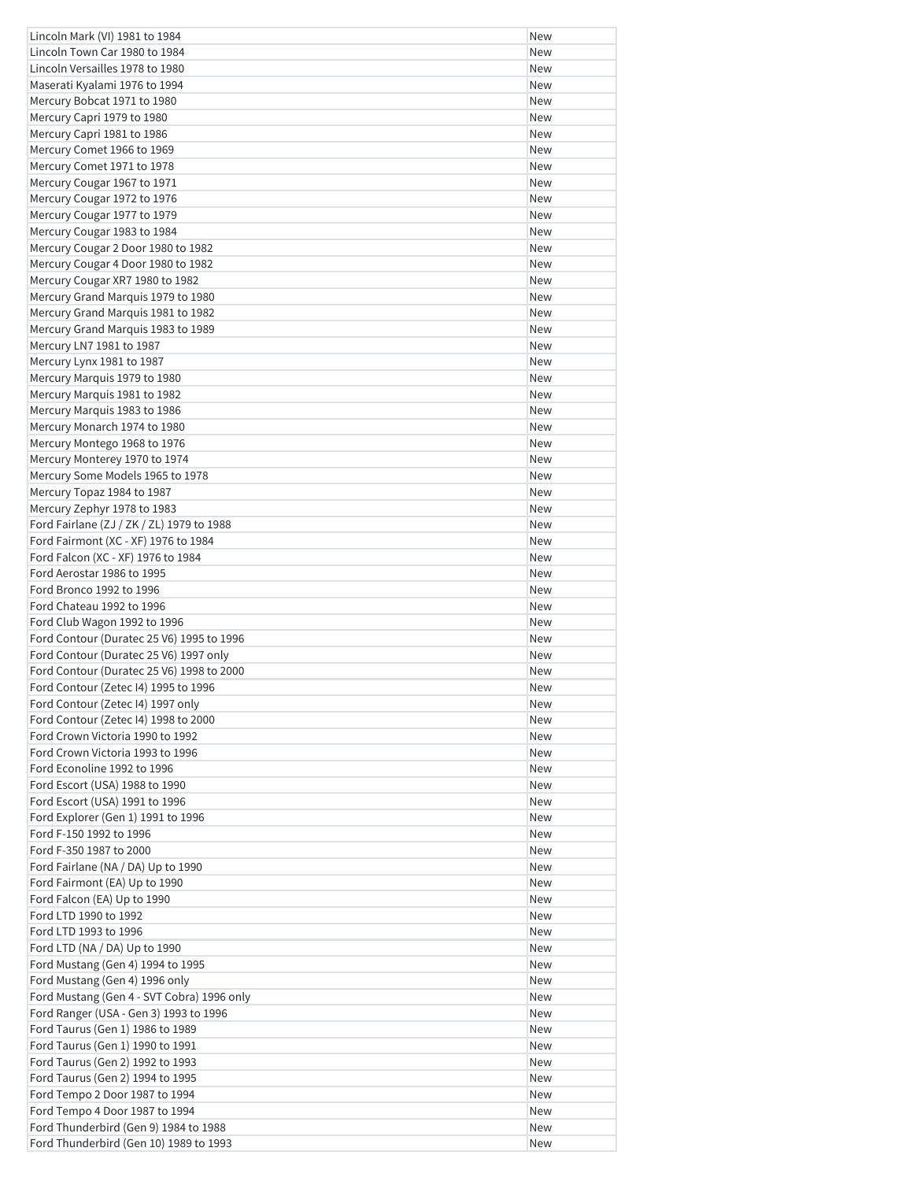| Lincoln Mark (VI) 1981 to 1984 | New |
|---|---|
| Lincoln Town Car 1980 to 1984 | New |
| Lincoln Versailles 1978 to 1980 | New |
| Maserati Kyalami 1976 to 1994 | New |
| Mercury Bobcat 1971 to 1980 | New |
| Mercury Capri 1979 to 1980 | New |
| Mercury Capri 1981 to 1986 | New |
| Mercury Comet 1966 to 1969 | New |
| Mercury Comet 1971 to 1978 | New |
| Mercury Cougar 1967 to 1971 | New |
| Mercury Cougar 1972 to 1976 | New |
| Mercury Cougar 1977 to 1979 | New |
| Mercury Cougar 1983 to 1984 | New |
| Mercury Cougar 2 Door 1980 to 1982 | New |
| Mercury Cougar 4 Door 1980 to 1982 | New |
| Mercury Cougar XR7 1980 to 1982 | New |
| Mercury Grand Marquis 1979 to 1980 | New |
| Mercury Grand Marquis 1981 to 1982 | New |
| Mercury Grand Marquis 1983 to 1989 | New |
| Mercury LN7 1981 to 1987 | New |
| Mercury Lynx 1981 to 1987 | New |
| Mercury Marquis 1979 to 1980 | New |
| Mercury Marquis 1981 to 1982 | New |
| Mercury Marquis 1983 to 1986 | New |
| Mercury Monarch 1974 to 1980 | New |
| Mercury Montego 1968 to 1976 | New |
| Mercury Monterey 1970 to 1974 | New |
| Mercury Some Models 1965 to 1978 | New |
| Mercury Topaz 1984 to 1987 | New |
| Mercury Zephyr 1978 to 1983 | New |
| Ford Fairlane (ZJ / ZK / ZL) 1979 to 1988 | New |
| Ford Fairmont (XC - XF) 1976 to 1984 | New |
| Ford Falcon (XC - XF) 1976 to 1984 | New |
| Ford Aerostar 1986 to 1995 | New |
| Ford Bronco 1992 to 1996 | New |
| Ford Chateau 1992 to 1996 | New |
| Ford Club Wagon 1992 to 1996 | New |
| Ford Contour (Duratec 25 V6) 1995 to 1996 | New |
| Ford Contour (Duratec 25 V6) 1997 only | New |
| Ford Contour (Duratec 25 V6) 1998 to 2000 | New |
| Ford Contour (Zetec I4) 1995 to 1996 | New |
| Ford Contour (Zetec I4) 1997 only | New |
| Ford Contour (Zetec I4) 1998 to 2000 | New |
| Ford Crown Victoria 1990 to 1992 | New |
| Ford Crown Victoria 1993 to 1996 | New |
| Ford Econoline 1992 to 1996 | New |
| Ford Escort (USA) 1988 to 1990 | New |
| Ford Escort (USA) 1991 to 1996 | New |
| Ford Explorer (Gen 1) 1991 to 1996 | New |
| Ford F-150 1992 to 1996 | New |
| Ford F-350 1987 to 2000 | New |
| Ford Fairlane (NA / DA) Up to 1990 | New |
| Ford Fairmont (EA) Up to 1990 | New |
| Ford Falcon (EA) Up to 1990 | New |
| Ford LTD 1990 to 1992 | New |
| Ford LTD 1993 to 1996 | New |
| Ford LTD (NA / DA) Up to 1990 | New |
| Ford Mustang (Gen 4) 1994 to 1995 | New |
| Ford Mustang (Gen 4) 1996 only | New |
| Ford Mustang (Gen 4 - SVT Cobra) 1996 only | New |
| Ford Ranger (USA - Gen 3) 1993 to 1996 | New |
| Ford Taurus (Gen 1) 1986 to 1989 | New |
| Ford Taurus (Gen 1) 1990 to 1991 | New |
| Ford Taurus (Gen 2) 1992 to 1993 | New |
| Ford Taurus (Gen 2) 1994 to 1995 | New |
| Ford Tempo 2 Door 1987 to 1994 | New |
| Ford Tempo 4 Door 1987 to 1994 | New |
| Ford Thunderbird (Gen 9) 1984 to 1988 | New |
| Ford Thunderbird (Gen 10) 1989 to 1993 | New |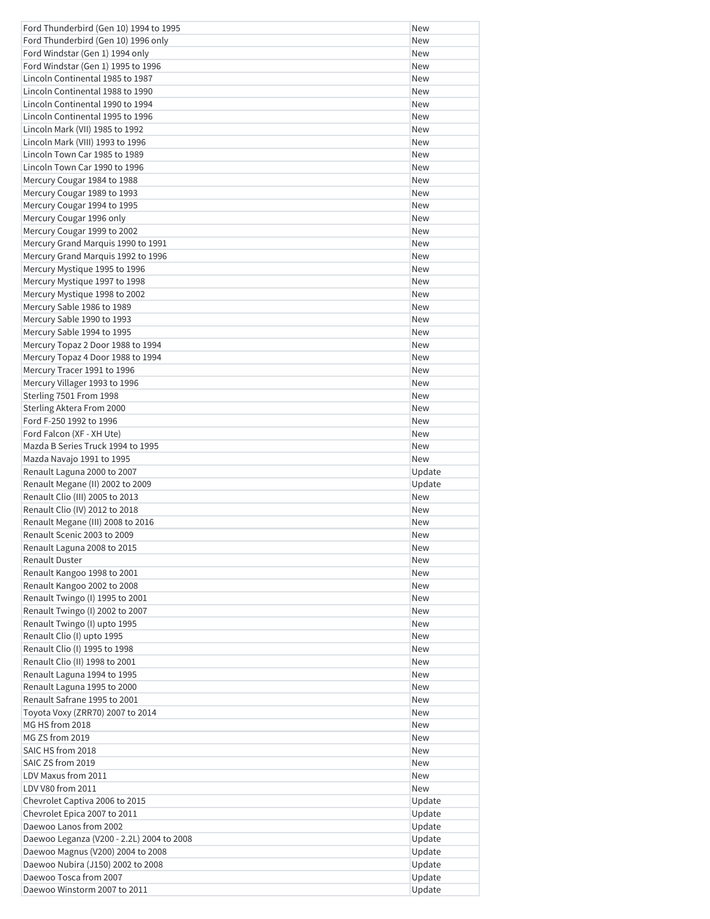| Ford Thunderbird (Gen 10) 1994 to 1995 | New |
|---|---|
| Ford Thunderbird (Gen 10) 1996 only | New |
| Ford Windstar (Gen 1) 1994 only | New |
| Ford Windstar (Gen 1) 1995 to 1996 | New |
| Lincoln Continental 1985 to 1987 | New |
| Lincoln Continental 1988 to 1990 | New |
| Lincoln Continental 1990 to 1994 | New |
| Lincoln Continental 1995 to 1996 | New |
| Lincoln Mark (VII) 1985 to 1992 | New |
| Lincoln Mark (VIII) 1993 to 1996 | New |
| Lincoln Town Car 1985 to 1989 | New |
| Lincoln Town Car 1990 to 1996 | New |
| Mercury Cougar 1984 to 1988 | New |
| Mercury Cougar 1989 to 1993 | New |
| Mercury Cougar 1994 to 1995 | New |
| Mercury Cougar 1996 only | New |
| Mercury Cougar 1999 to 2002 | New |
| Mercury Grand Marquis 1990 to 1991 | New |
| Mercury Grand Marquis 1992 to 1996 | New |
| Mercury Mystique 1995 to 1996 | New |
| Mercury Mystique 1997 to 1998 | New |
| Mercury Mystique 1998 to 2002 | New |
| Mercury Sable 1986 to 1989 | New |
| Mercury Sable 1990 to 1993 | New |
| Mercury Sable 1994 to 1995 | New |
| Mercury Topaz 2 Door 1988 to 1994 | New |
| Mercury Topaz 4 Door 1988 to 1994 | New |
| Mercury Tracer 1991 to 1996 | New |
| Mercury Villager 1993 to 1996 | New |
| Sterling 7501 From 1998 | New |
| Sterling Aktera From 2000 | New |
| Ford F-250 1992 to 1996 | New |
| Ford Falcon (XF - XH Ute) | New |
| Mazda B Series Truck 1994 to 1995 | New |
| Mazda Navajo 1991 to 1995 | New |
| Renault Laguna 2000 to 2007 | Update |
| Renault Megane (II) 2002 to 2009 | Update |
| Renault Clio (III) 2005 to 2013 | New |
| Renault Clio (IV) 2012 to 2018 | New |
| Renault Megane (III) 2008 to 2016 | New |
| Renault Scenic 2003 to 2009 | New |
| Renault Laguna 2008 to 2015 | New |
| Renault Duster | New |
| Renault Kangoo 1998 to 2001 | New |
| Renault Kangoo 2002 to 2008 | New |
| Renault Twingo (I) 1995 to 2001 | New |
| Renault Twingo (I) 2002 to 2007 | New |
| Renault Twingo (I) upto 1995 | New |
| Renault Clio (I) upto 1995 | New |
| Renault Clio (I) 1995 to 1998 | New |
| Renault Clio (II) 1998 to 2001 | New |
| Renault Laguna 1994 to 1995 | New |
| Renault Laguna 1995 to 2000 | New |
| Renault Safrane 1995 to 2001 | New |
| Toyota Voxy (ZRR70) 2007 to 2014 | New |
| MG HS from 2018 | New |
| MG ZS from 2019 | New |
| SAIC HS from 2018 | New |
| SAIC ZS from 2019 | New |
| LDV Maxus from 2011 | New |
| LDV V80 from 2011 | New |
| Chevrolet Captiva 2006 to 2015 | Update |
| Chevrolet Epica 2007 to 2011 | Update |
| Daewoo Lanos from 2002 | Update |
| Daewoo Leganza (V200 - 2.2L) 2004 to 2008 | Update |
| Daewoo Magnus (V200) 2004 to 2008 | Update |
| Daewoo Nubira (J150) 2002 to 2008 | Update |
| Daewoo Tosca from 2007 | Update |
| Daewoo Winstorm 2007 to 2011 | Update |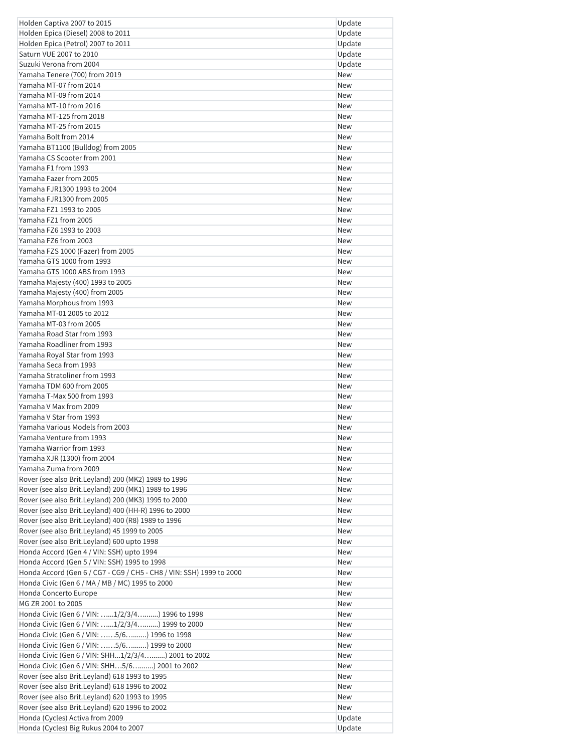| | |
|---|---|
| Holden Captiva 2007 to 2015 | Update |
| Holden Epica (Diesel) 2008 to 2011 | Update |
| Holden Epica (Petrol) 2007 to 2011 | Update |
| Saturn VUE 2007 to 2010 | Update |
| Suzuki Verona from 2004 | Update |
| Yamaha Tenere (700) from 2019 | New |
| Yamaha MT-07 from 2014 | New |
| Yamaha MT-09 from 2014 | New |
| Yamaha MT-10 from 2016 | New |
| Yamaha MT-125 from 2018 | New |
| Yamaha MT-25 from 2015 | New |
| Yamaha Bolt from 2014 | New |
| Yamaha BT1100 (Bulldog) from 2005 | New |
| Yamaha CS Scooter from 2001 | New |
| Yamaha F1 from 1993 | New |
| Yamaha Fazer from 2005 | New |
| Yamaha FJR1300 1993 to 2004 | New |
| Yamaha FJR1300 from 2005 | New |
| Yamaha FZ1 1993 to 2005 | New |
| Yamaha FZ1 from 2005 | New |
| Yamaha FZ6 1993 to 2003 | New |
| Yamaha FZ6 from 2003 | New |
| Yamaha FZS 1000 (Fazer) from 2005 | New |
| Yamaha GTS 1000 from 1993 | New |
| Yamaha GTS 1000 ABS from 1993 | New |
| Yamaha Majesty (400) 1993 to 2005 | New |
| Yamaha Majesty (400) from 2005 | New |
| Yamaha Morphous from 1993 | New |
| Yamaha MT-01 2005 to 2012 | New |
| Yamaha MT-03 from 2005 | New |
| Yamaha Road Star from 1993 | New |
| Yamaha Roadliner from 1993 | New |
| Yamaha Royal Star from 1993 | New |
| Yamaha Seca from 1993 | New |
| Yamaha Stratoliner from 1993 | New |
| Yamaha TDM 600 from 2005 | New |
| Yamaha T-Max 500 from 1993 | New |
| Yamaha V Max from 2009 | New |
| Yamaha V Star from 1993 | New |
| Yamaha Various Models from 2003 | New |
| Yamaha Venture from 1993 | New |
| Yamaha Warrior from 1993 | New |
| Yamaha XJR (1300) from 2004 | New |
| Yamaha Zuma from 2009 | New |
| Rover (see also Brit.Leyland) 200 (MK2) 1989 to 1996 | New |
| Rover (see also Brit.Leyland) 200 (MK1) 1989 to 1996 | New |
| Rover (see also Brit.Leyland) 200 (MK3) 1995 to 2000 | New |
| Rover (see also Brit.Leyland) 400 (HH-R) 1996 to 2000 | New |
| Rover (see also Brit.Leyland) 400 (R8) 1989 to 1996 | New |
| Rover (see also Brit.Leyland) 45 1999 to 2005 | New |
| Rover (see also Brit.Leyland) 600 upto 1998 | New |
| Honda Accord (Gen 4 / VIN: SSH) upto 1994 | New |
| Honda Accord (Gen 5 / VIN: SSH) 1995 to 1998 | New |
| Honda Accord (Gen 6 / CG7 - CG9 / CH5 - CH8 / VIN: SSH) 1999 to 2000 | New |
| Honda Civic (Gen 6 / MA / MB / MC) 1995 to 2000 | New |
| Honda Concerto Europe | New |
| MG ZR 2001 to 2005 | New |
| Honda Civic (Gen 6 / VIN: …...1/2/3/4…........) 1996 to 1998 | New |
| Honda Civic (Gen 6 / VIN: …...1/2/3/4…........) 1999 to 2000 | New |
| Honda Civic (Gen 6 / VIN: ……5/6….........) 1996 to 1998 | New |
| Honda Civic (Gen 6 / VIN: ……5/6….........) 1999 to 2000 | New |
| Honda Civic (Gen 6 / VIN: SHH...1/2/3/4…........) 2001 to 2002 | New |
| Honda Civic (Gen 6 / VIN: SHH…5/6….........) 2001 to 2002 | New |
| Rover (see also Brit.Leyland) 618 1993 to 1995 | New |
| Rover (see also Brit.Leyland) 618 1996 to 2002 | New |
| Rover (see also Brit.Leyland) 620 1993 to 1995 | New |
| Rover (see also Brit.Leyland) 620 1996 to 2002 | New |
| Honda (Cycles) Activa from 2009 | Update |
| Honda (Cycles) Big Rukus 2004 to 2007 | Update |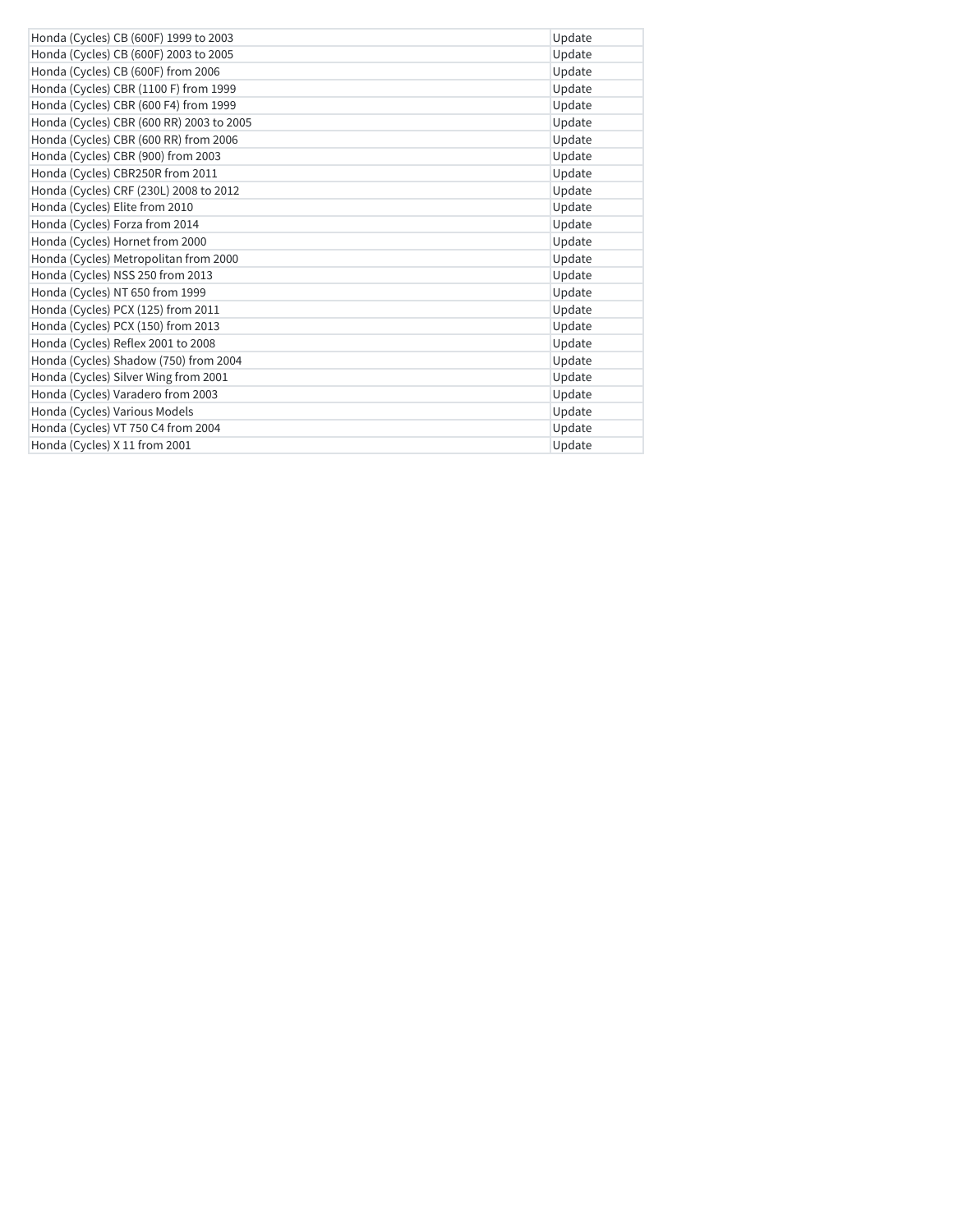| | |
|---|---|
| Honda (Cycles) CB (600F) 1999 to 2003 | Update |
| Honda (Cycles) CB (600F) 2003 to 2005 | Update |
| Honda (Cycles) CB (600F) from 2006 | Update |
| Honda (Cycles) CBR (1100 F) from 1999 | Update |
| Honda (Cycles) CBR (600 F4) from 1999 | Update |
| Honda (Cycles) CBR (600 RR) 2003 to 2005 | Update |
| Honda (Cycles) CBR (600 RR) from 2006 | Update |
| Honda (Cycles) CBR (900) from 2003 | Update |
| Honda (Cycles) CBR250R from 2011 | Update |
| Honda (Cycles) CRF (230L) 2008 to 2012 | Update |
| Honda (Cycles) Elite from 2010 | Update |
| Honda (Cycles) Forza from 2014 | Update |
| Honda (Cycles) Hornet from 2000 | Update |
| Honda (Cycles) Metropolitan from 2000 | Update |
| Honda (Cycles) NSS 250 from 2013 | Update |
| Honda (Cycles) NT 650 from 1999 | Update |
| Honda (Cycles) PCX (125) from 2011 | Update |
| Honda (Cycles) PCX (150) from 2013 | Update |
| Honda (Cycles) Reflex 2001 to 2008 | Update |
| Honda (Cycles) Shadow (750) from 2004 | Update |
| Honda (Cycles) Silver Wing from 2001 | Update |
| Honda (Cycles) Varadero from 2003 | Update |
| Honda (Cycles) Various Models | Update |
| Honda (Cycles) VT 750 C4 from 2004 | Update |
| Honda (Cycles) X 11 from 2001 | Update |